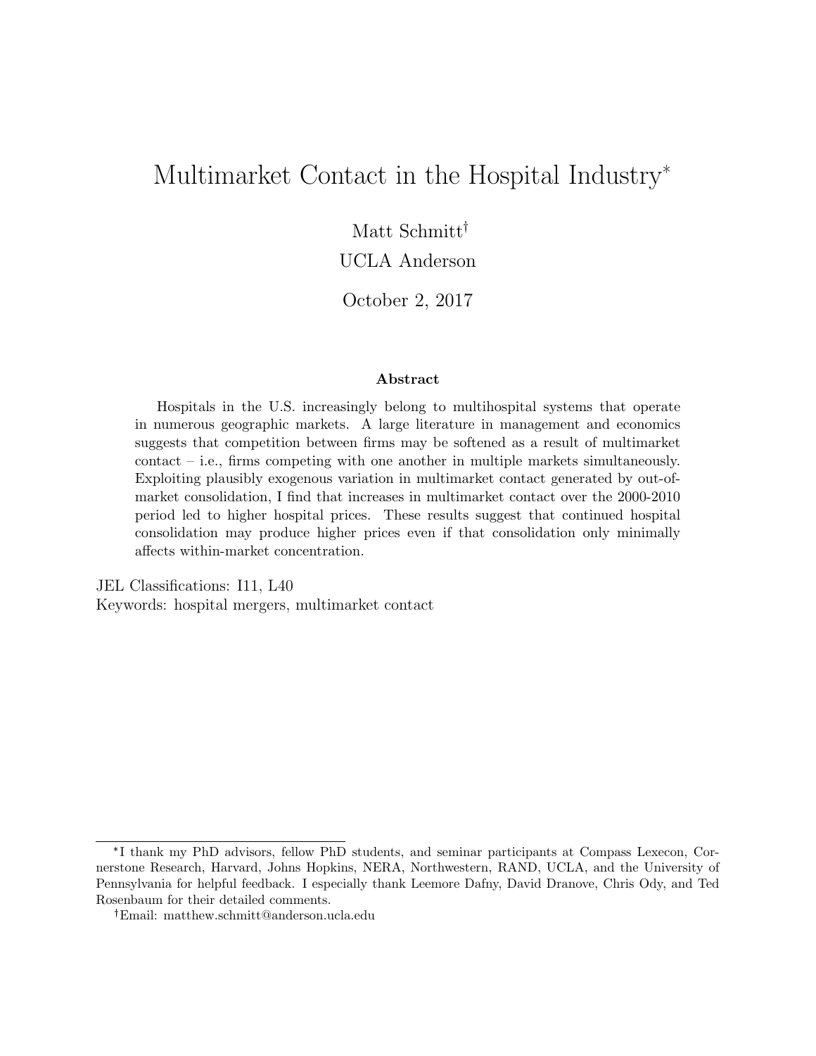# Multimarket Contact in the Hospital Industry[*]

Matt Schmitt[†]

UCLA Anderson

October 2, 2017

**Abstract**

Hospitals in the U.S. increasingly belong to multihospital systems that operate in numerous geographic markets. A large literature in management and economics suggests that competition between firms may be softened as a result of multimarket contact – i.e., firms competing with one another in multiple markets simultaneously. Exploiting plausibly exogenous variation in multimarket contact generated by out-of-market consolidation, I find that increases in multimarket contact over the 2000-2010 period led to higher hospital prices. These results suggest that continued hospital consolidation may produce higher prices even if that consolidation only minimally affects within-market concentration.

JEL Classifications: I11, L40

Keywords: hospital mergers, multimarket contact

---

[*] I thank my PhD advisors, fellow PhD students, and seminar participants at Compass Lexecon, Cornerstone Research, Harvard, Johns Hopkins, NERA, Northwestern, RAND, UCLA, and the University of Pennsylvania for helpful feedback. I especially thank Leemore Dafny, David Dranove, Chris Ody, and Ted Rosenbaum for their detailed comments.

[†] Email: matthew.schmitt@anderson.ucla.edu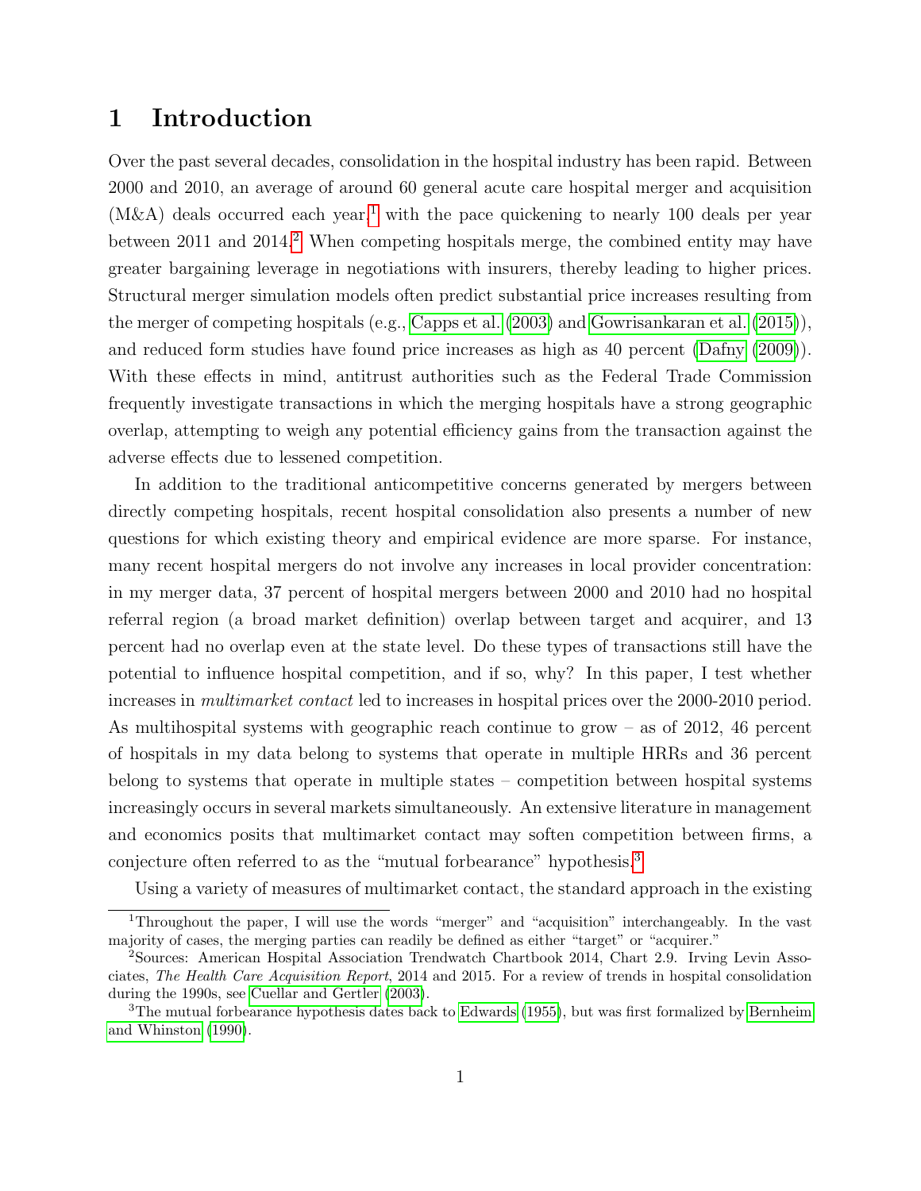# 1 Introduction

Over the past several decades, consolidation in the hospital industry has been rapid. Between 2000 and 2010, an average of around 60 general acute care hospital merger and acquisition (M&A) deals occurred each year,[1] with the pace quickening to nearly 100 deals per year between 2011 and 2014.[2] When competing hospitals merge, the combined entity may have greater bargaining leverage in negotiations with insurers, thereby leading to higher prices. Structural merger simulation models often predict substantial price increases resulting from the merger of competing hospitals (e.g., Capps et al. (2003) and Gowrisankaran et al. (2015)), and reduced form studies have found price increases as high as 40 percent (Dafny (2009)). With these effects in mind, antitrust authorities such as the Federal Trade Commission frequently investigate transactions in which the merging hospitals have a strong geographic overlap, attempting to weigh any potential efficiency gains from the transaction against the adverse effects due to lessened competition.

In addition to the traditional anticompetitive concerns generated by mergers between directly competing hospitals, recent hospital consolidation also presents a number of new questions for which existing theory and empirical evidence are more sparse. For instance, many recent hospital mergers do not involve any increases in local provider concentration: in my merger data, 37 percent of hospital mergers between 2000 and 2010 had no hospital referral region (a broad market definition) overlap between target and acquirer, and 13 percent had no overlap even at the state level. Do these types of transactions still have the potential to influence hospital competition, and if so, why? In this paper, I test whether increases in *multimarket contact* led to increases in hospital prices over the 2000-2010 period. As multihospital systems with geographic reach continue to grow – as of 2012, 46 percent of hospitals in my data belong to systems that operate in multiple HRRs and 36 percent belong to systems that operate in multiple states – competition between hospital systems increasingly occurs in several markets simultaneously. An extensive literature in management and economics posits that multimarket contact may soften competition between firms, a conjecture often referred to as the "mutual forbearance" hypothesis.[3]

Using a variety of measures of multimarket contact, the standard approach in the existing

[1] Throughout the paper, I will use the words "merger" and "acquisition" interchangeably. In the vast majority of cases, the merging parties can readily be defined as either "target" or "acquirer."

[2] Sources: American Hospital Association Trendwatch Chartbook 2014, Chart 2.9. Irving Levin Associates, *The Health Care Acquisition Report*, 2014 and 2015. For a review of trends in hospital consolidation during the 1990s, see Cuellar and Gertler (2003).

[3] The mutual forbearance hypothesis dates back to Edwards (1955), but was first formalized by Bernheim and Whinston (1990).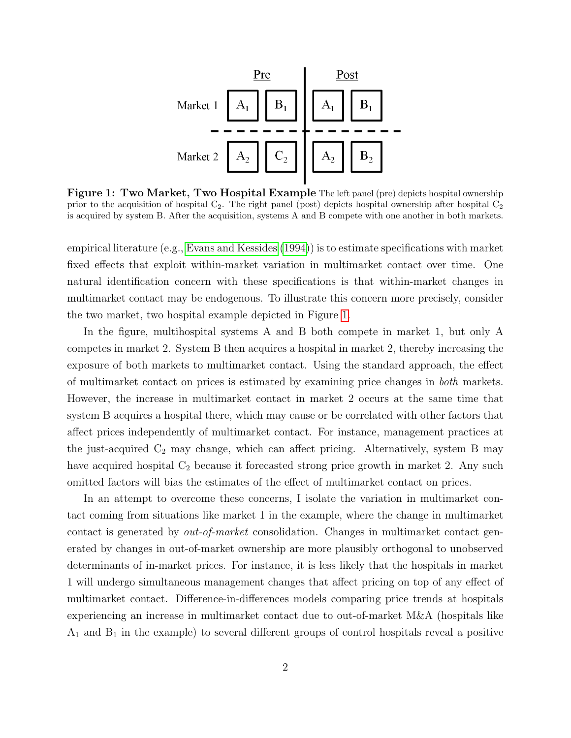| | Pre | | Post | |
|---|---|---|---|---|
| Market 1 | $A_1$ | $B_1$ | $A_1$ | $B_1$ |
| Market 2 | $A_2$ | $C_2$ | $A_2$ | $B_2$ |

**Figure 1: Two Market, Two Hospital Example** The left panel (pre) depicts hospital ownership prior to the acquisition of hospital $C_2$. The right panel (post) depicts hospital ownership after hospital $C_2$ is acquired by system B. After the acquisition, systems A and B compete with one another in both markets.

empirical literature (e.g., Evans and Kessides (1994)) is to estimate specifications with market fixed effects that exploit within-market variation in multimarket contact over time. One natural identification concern with these specifications is that within-market changes in multimarket contact may be endogenous. To illustrate this concern more precisely, consider the two market, two hospital example depicted in Figure 1.

In the figure, multihospital systems A and B both compete in market 1, but only A competes in market 2. System B then acquires a hospital in market 2, thereby increasing the exposure of both markets to multimarket contact. Using the standard approach, the effect of multimarket contact on prices is estimated by examining price changes in *both* markets. However, the increase in multimarket contact in market 2 occurs at the same time that system B acquires a hospital there, which may cause or be correlated with other factors that affect prices independently of multimarket contact. For instance, management practices at the just-acquired $C_2$ may change, which can affect pricing. Alternatively, system B may have acquired hospital $C_2$ because it forecasted strong price growth in market 2. Any such omitted factors will bias the estimates of the effect of multimarket contact on prices.

In an attempt to overcome these concerns, I isolate the variation in multimarket contact coming from situations like market 1 in the example, where the change in multimarket contact is generated by *out-of-market* consolidation. Changes in multimarket contact generated by changes in out-of-market ownership are more plausibly orthogonal to unobserved determinants of in-market prices. For instance, it is less likely that the hospitals in market 1 will undergo simultaneous management changes that affect pricing on top of any effect of multimarket contact. Difference-in-differences models comparing price trends at hospitals experiencing an increase in multimarket contact due to out-of-market M&A (hospitals like $A_1$ and $B_1$ in the example) to several different groups of control hospitals reveal a positive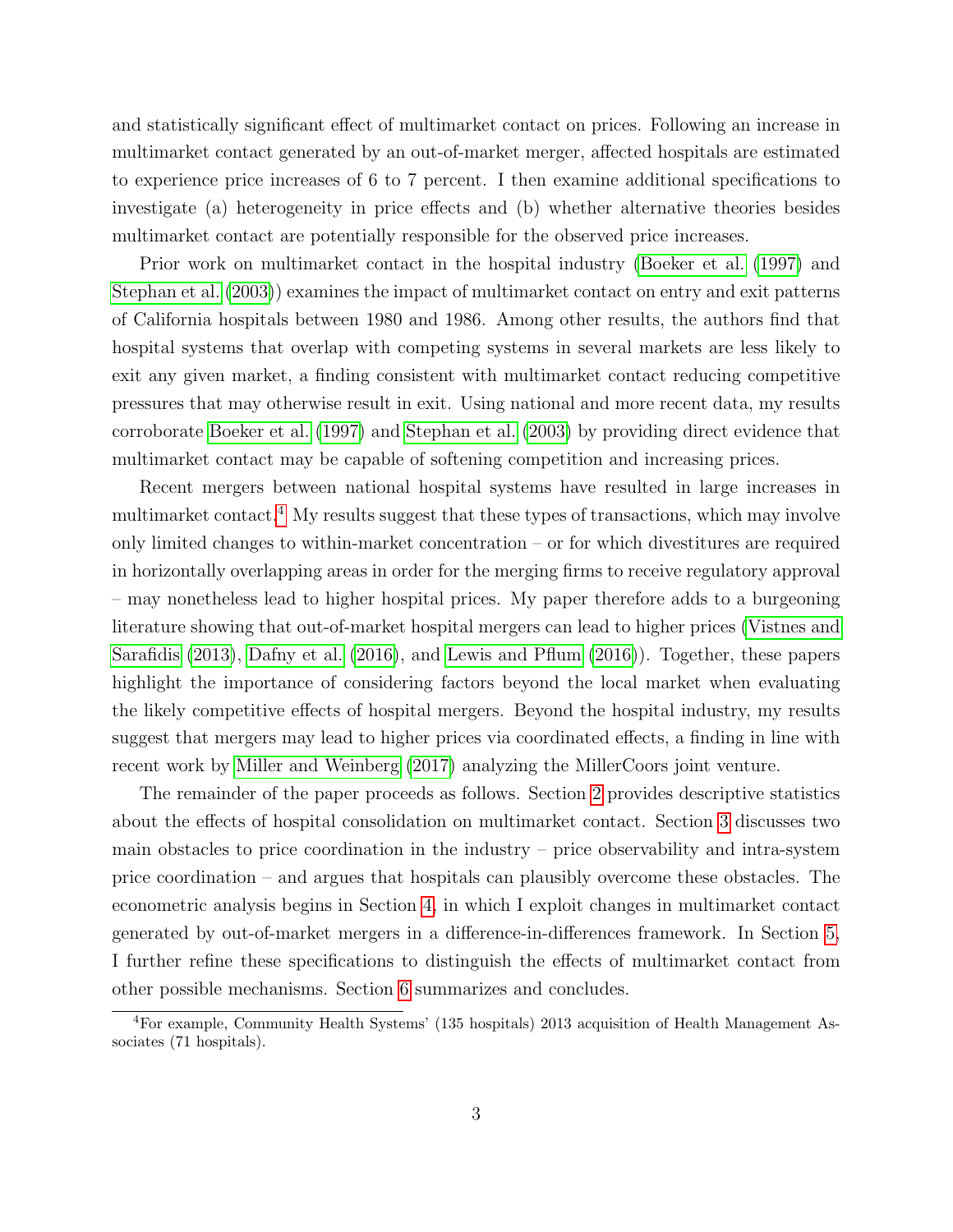and statistically significant effect of multimarket contact on prices. Following an increase in multimarket contact generated by an out-of-market merger, affected hospitals are estimated to experience price increases of 6 to 7 percent. I then examine additional specifications to investigate (a) heterogeneity in price effects and (b) whether alternative theories besides multimarket contact are potentially responsible for the observed price increases.

Prior work on multimarket contact in the hospital industry (Boeker et al. (1997) and Stephan et al. (2003)) examines the impact of multimarket contact on entry and exit patterns of California hospitals between 1980 and 1986. Among other results, the authors find that hospital systems that overlap with competing systems in several markets are less likely to exit any given market, a finding consistent with multimarket contact reducing competitive pressures that may otherwise result in exit. Using national and more recent data, my results corroborate Boeker et al. (1997) and Stephan et al. (2003) by providing direct evidence that multimarket contact may be capable of softening competition and increasing prices.

Recent mergers between national hospital systems have resulted in large increases in multimarket contact.[4] My results suggest that these types of transactions, which may involve only limited changes to within-market concentration – or for which divestitures are required in horizontally overlapping areas in order for the merging firms to receive regulatory approval – may nonetheless lead to higher hospital prices. My paper therefore adds to a burgeoning literature showing that out-of-market hospital mergers can lead to higher prices (Vistnes and Sarafidis (2013), Dafny et al. (2016), and Lewis and Pflum (2016)). Together, these papers highlight the importance of considering factors beyond the local market when evaluating the likely competitive effects of hospital mergers. Beyond the hospital industry, my results suggest that mergers may lead to higher prices via coordinated effects, a finding in line with recent work by Miller and Weinberg (2017) analyzing the MillerCoors joint venture.

The remainder of the paper proceeds as follows. Section 2 provides descriptive statistics about the effects of hospital consolidation on multimarket contact. Section 3 discusses two main obstacles to price coordination in the industry – price observability and intra-system price coordination – and argues that hospitals can plausibly overcome these obstacles. The econometric analysis begins in Section 4, in which I exploit changes in multimarket contact generated by out-of-market mergers in a difference-in-differences framework. In Section 5, I further refine these specifications to distinguish the effects of multimarket contact from other possible mechanisms. Section 6 summarizes and concludes.

[4] For example, Community Health Systems' (135 hospitals) 2013 acquisition of Health Management Associates (71 hospitals).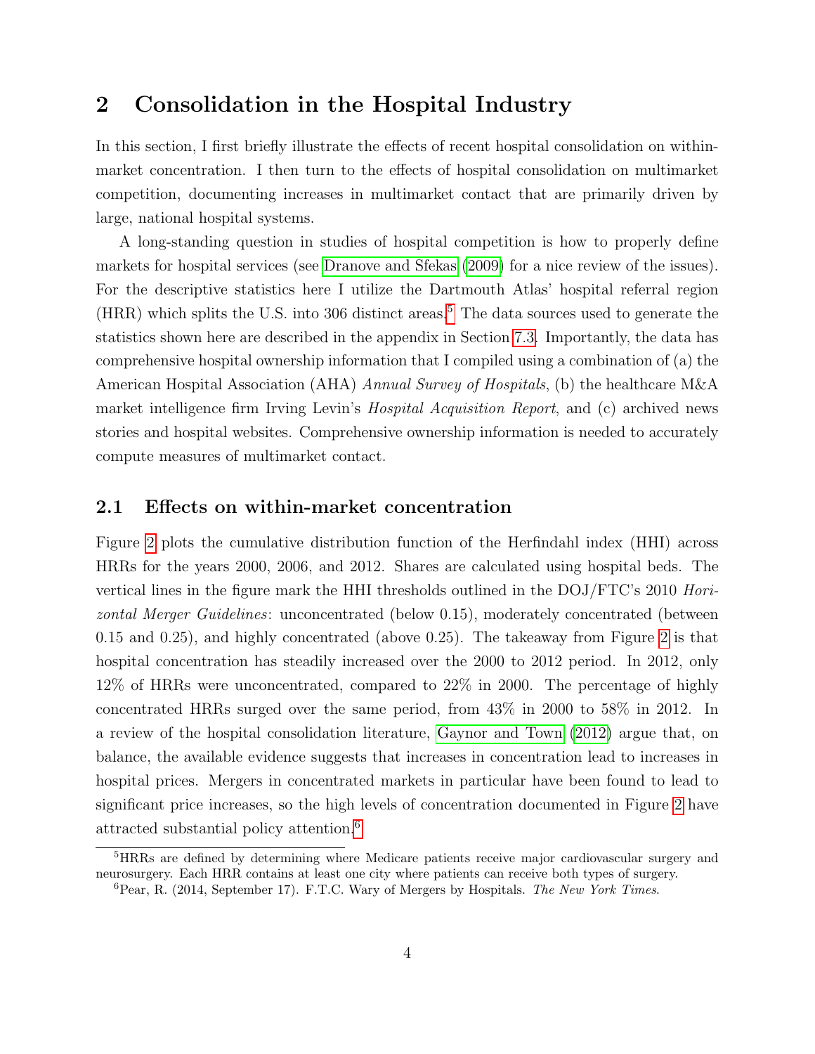## 2 Consolidation in the Hospital Industry

In this section, I first briefly illustrate the effects of recent hospital consolidation on within-market concentration. I then turn to the effects of hospital consolidation on multimarket competition, documenting increases in multimarket contact that are primarily driven by large, national hospital systems.

A long-standing question in studies of hospital competition is how to properly define markets for hospital services (see Dranove and Sfekas (2009) for a nice review of the issues). For the descriptive statistics here I utilize the Dartmouth Atlas' hospital referral region (HRR) which splits the U.S. into 306 distinct areas.[5] The data sources used to generate the statistics shown here are described in the appendix in Section 7.3. Importantly, the data has comprehensive hospital ownership information that I compiled using a combination of (a) the American Hospital Association (AHA) *Annual Survey of Hospitals*, (b) the healthcare M&A market intelligence firm Irving Levin's *Hospital Acquisition Report*, and (c) archived news stories and hospital websites. Comprehensive ownership information is needed to accurately compute measures of multimarket contact.

### 2.1 Effects on within-market concentration

Figure 2 plots the cumulative distribution function of the Herfindahl index (HHI) across HRRs for the years 2000, 2006, and 2012. Shares are calculated using hospital beds. The vertical lines in the figure mark the HHI thresholds outlined in the DOJ/FTC's 2010 *Horizontal Merger Guidelines*: unconcentrated (below 0.15), moderately concentrated (between 0.15 and 0.25), and highly concentrated (above 0.25). The takeaway from Figure 2 is that hospital concentration has steadily increased over the 2000 to 2012 period. In 2012, only 12% of HRRs were unconcentrated, compared to 22% in 2000. The percentage of highly concentrated HRRs surged over the same period, from 43% in 2000 to 58% in 2012. In a review of the hospital consolidation literature, Gaynor and Town (2012) argue that, on balance, the available evidence suggests that increases in concentration lead to increases in hospital prices. Mergers in concentrated markets in particular have been found to lead to significant price increases, so the high levels of concentration documented in Figure 2 have attracted substantial policy attention.[6]

[5] HRRs are defined by determining where Medicare patients receive major cardiovascular surgery and neurosurgery. Each HRR contains at least one city where patients can receive both types of surgery.

[6] Pear, R. (2014, September 17). F.T.C. Wary of Mergers by Hospitals. *The New York Times*.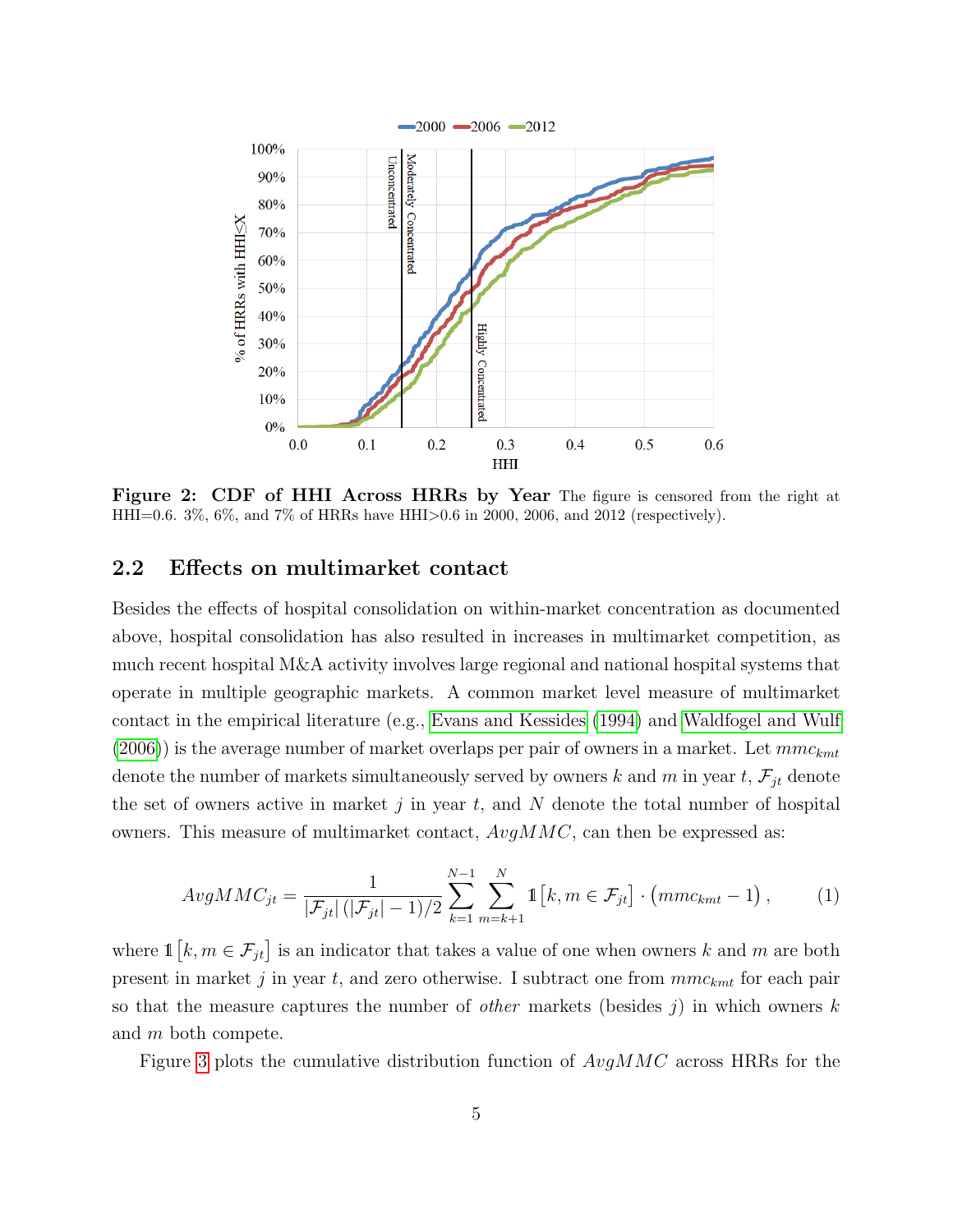**Figure 2: CDF of HHI Across HRRs by Year** The figure is censored from the right at HHI=0.6. 3%, 6%, and 7% of HRRs have HHI>0.6 in 2000, 2006, and 2012 (respectively).

## 2.2 Effects on multimarket contact

Besides the effects of hospital consolidation on within-market concentration as documented above, hospital consolidation has also resulted in increases in multimarket competition, as much recent hospital M&A activity involves large regional and national hospital systems that operate in multiple geographic markets. A common market level measure of multimarket contact in the empirical literature (e.g., Evans and Kessides (1994) and Waldfogel and Wulf (2006)) is the average number of market overlaps per pair of owners in a market. Let $mmc_{kmt}$ denote the number of markets simultaneously served by owners $k$ and $m$ in year $t$, $\mathcal{F}_{jt}$ denote the set of owners active in market $j$ in year $t$, and $N$ denote the total number of hospital owners. This measure of multimarket contact, $AvgMMC$, can then be expressed as:

$$AvgMMC_{jt} = \frac{1}{|\mathcal{F}_{jt}|\left(|\mathcal{F}_{jt}|-1\right)/2} \sum_{k=1}^{N-1} \sum_{m=k+1}^{N} \mathbb{1}\left[k, m \in \mathcal{F}_{jt}\right] \cdot \left(mmc_{kmt} - 1\right), \tag{1}$$

where $\mathbb{1}\left[k, m \in \mathcal{F}_{jt}\right]$ is an indicator that takes a value of one when owners $k$ and $m$ are both present in market $j$ in year $t$, and zero otherwise. I subtract one from $mmc_{kmt}$ for each pair so that the measure captures the number of *other* markets (besides $j$) in which owners $k$ and $m$ both compete.

Figure 3 plots the cumulative distribution function of $AvgMMC$ across HRRs for the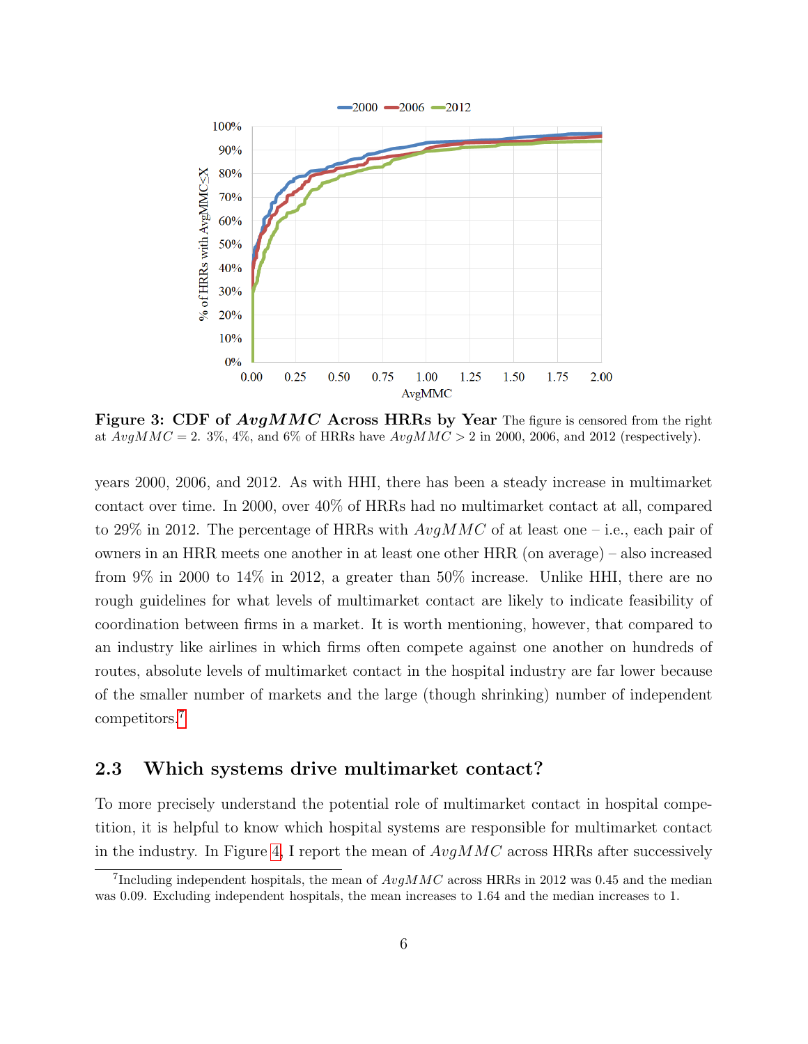**Figure 3: CDF of $AvgMMC$ Across HRRs by Year** The figure is censored from the right at $AvgMMC = 2$. 3%, 4%, and 6% of HRRs have $AvgMMC > 2$ in 2000, 2006, and 2012 (respectively).

years 2000, 2006, and 2012. As with HHI, there has been a steady increase in multimarket contact over time. In 2000, over 40% of HRRs had no multimarket contact at all, compared to 29% in 2012. The percentage of HRRs with $AvgMMC$ of at least one – i.e., each pair of owners in an HRR meets one another in at least one other HRR (on average) – also increased from 9% in 2000 to 14% in 2012, a greater than 50% increase. Unlike HHI, there are no rough guidelines for what levels of multimarket contact are likely to indicate feasibility of coordination between firms in a market. It is worth mentioning, however, that compared to an industry like airlines in which firms often compete against one another on hundreds of routes, absolute levels of multimarket contact in the hospital industry are far lower because of the smaller number of markets and the large (though shrinking) number of independent competitors.[7]

## 2.3 Which systems drive multimarket contact?

To more precisely understand the potential role of multimarket contact in hospital competition, it is helpful to know which hospital systems are responsible for multimarket contact in the industry. In Figure 4, I report the mean of $AvgMMC$ across HRRs after successively

[7] Including independent hospitals, the mean of $AvgMMC$ across HRRs in 2012 was 0.45 and the median was 0.09. Excluding independent hospitals, the mean increases to 1.64 and the median increases to 1.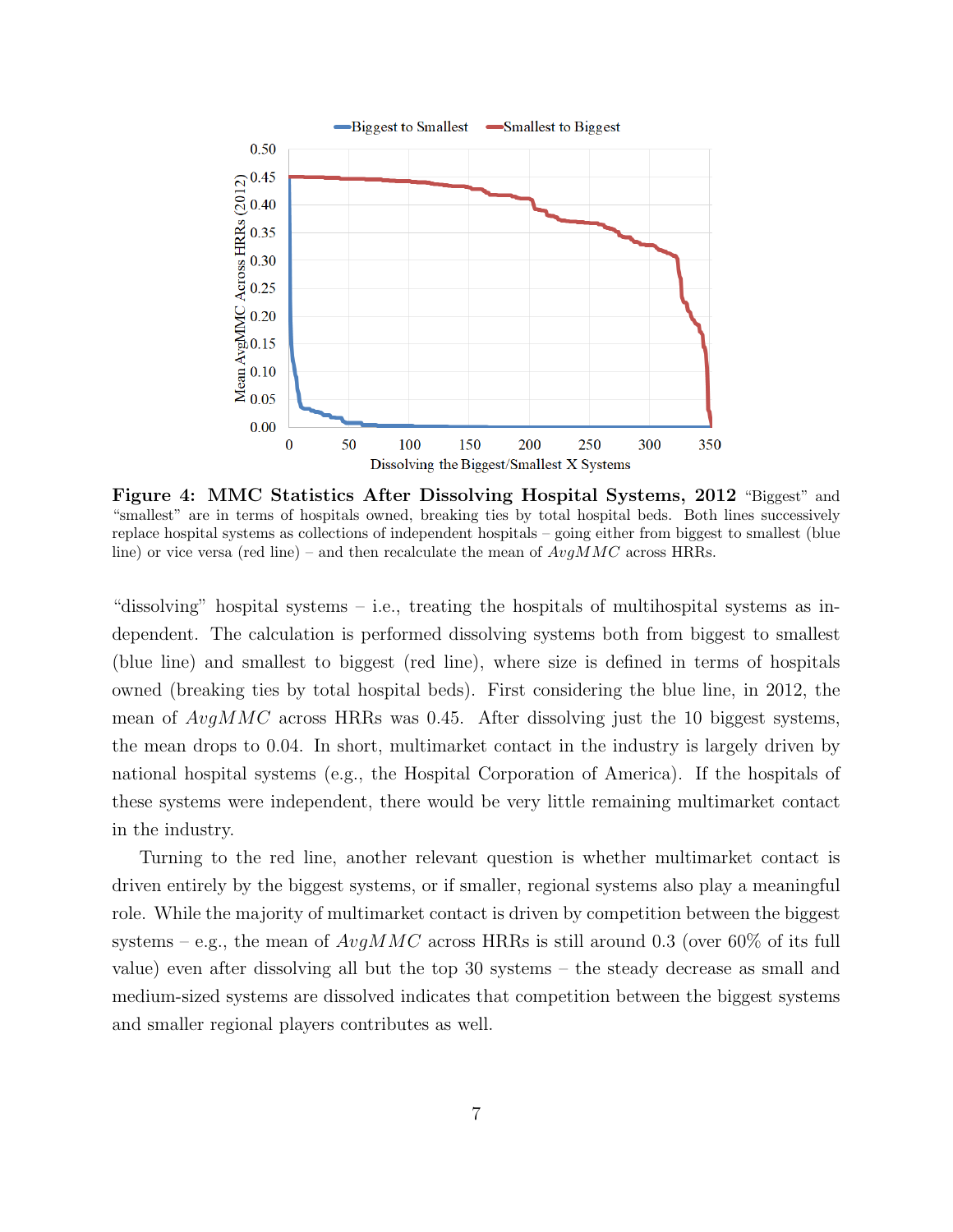**Figure 4: MMC Statistics After Dissolving Hospital Systems, 2012** "Biggest" and "smallest" are in terms of hospitals owned, breaking ties by total hospital beds. Both lines successively replace hospital systems as collections of independent hospitals – going either from biggest to smallest (blue line) or vice versa (red line) – and then recalculate the mean of $AvgMMC$ across HRRs.

"dissolving" hospital systems – i.e., treating the hospitals of multihospital systems as independent. The calculation is performed dissolving systems both from biggest to smallest (blue line) and smallest to biggest (red line), where size is defined in terms of hospitals owned (breaking ties by total hospital beds). First considering the blue line, in 2012, the mean of $AvgMMC$ across HRRs was 0.45. After dissolving just the 10 biggest systems, the mean drops to 0.04. In short, multimarket contact in the industry is largely driven by national hospital systems (e.g., the Hospital Corporation of America). If the hospitals of these systems were independent, there would be very little remaining multimarket contact in the industry.

Turning to the red line, another relevant question is whether multimarket contact is driven entirely by the biggest systems, or if smaller, regional systems also play a meaningful role. While the majority of multimarket contact is driven by competition between the biggest systems – e.g., the mean of $AvgMMC$ across HRRs is still around 0.3 (over 60% of its full value) even after dissolving all but the top 30 systems – the steady decrease as small and medium-sized systems are dissolved indicates that competition between the biggest systems and smaller regional players contributes as well.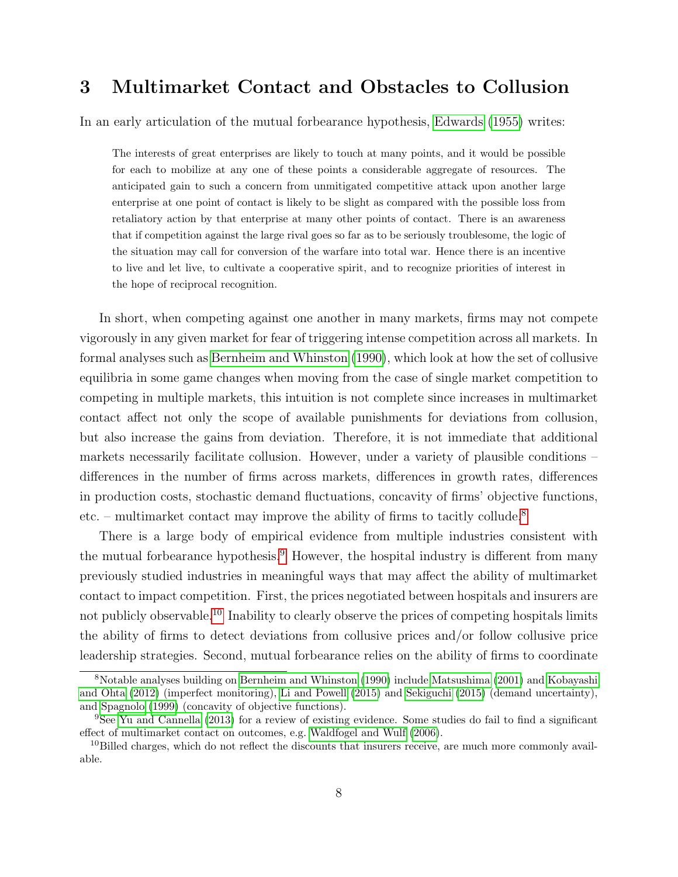## 3 Multimarket Contact and Obstacles to Collusion

In an early articulation of the mutual forbearance hypothesis, Edwards (1955) writes:

> The interests of great enterprises are likely to touch at many points, and it would be possible for each to mobilize at any one of these points a considerable aggregate of resources. The anticipated gain to such a concern from unmitigated competitive attack upon another large enterprise at one point of contact is likely to be slight as compared with the possible loss from retaliatory action by that enterprise at many other points of contact. There is an awareness that if competition against the large rival goes so far as to be seriously troublesome, the logic of the situation may call for conversion of the warfare into total war. Hence there is an incentive to live and let live, to cultivate a cooperative spirit, and to recognize priorities of interest in the hope of reciprocal recognition.

In short, when competing against one another in many markets, firms may not compete vigorously in any given market for fear of triggering intense competition across all markets. In formal analyses such as Bernheim and Whinston (1990), which look at how the set of collusive equilibria in some game changes when moving from the case of single market competition to competing in multiple markets, this intuition is not complete since increases in multimarket contact affect not only the scope of available punishments for deviations from collusion, but also increase the gains from deviation. Therefore, it is not immediate that additional markets necessarily facilitate collusion. However, under a variety of plausible conditions – differences in the number of firms across markets, differences in growth rates, differences in production costs, stochastic demand fluctuations, concavity of firms' objective functions, etc. – multimarket contact may improve the ability of firms to tacitly collude.[8]

There is a large body of empirical evidence from multiple industries consistent with the mutual forbearance hypothesis.[9] However, the hospital industry is different from many previously studied industries in meaningful ways that may affect the ability of multimarket contact to impact competition. First, the prices negotiated between hospitals and insurers are not publicly observable.[10] Inability to clearly observe the prices of competing hospitals limits the ability of firms to detect deviations from collusive prices and/or follow collusive price leadership strategies. Second, mutual forbearance relies on the ability of firms to coordinate

---

[8] Notable analyses building on Bernheim and Whinston (1990) include Matsushima (2001) and Kobayashi and Ohta (2012) (imperfect monitoring), Li and Powell (2015) and Sekiguchi (2015) (demand uncertainty), and Spagnolo (1999) (concavity of objective functions).

[9] See Yu and Cannella (2013) for a review of existing evidence. Some studies do fail to find a significant effect of multimarket contact on outcomes, e.g. Waldfogel and Wulf (2006).

[10] Billed charges, which do not reflect the discounts that insurers receive, are much more commonly available.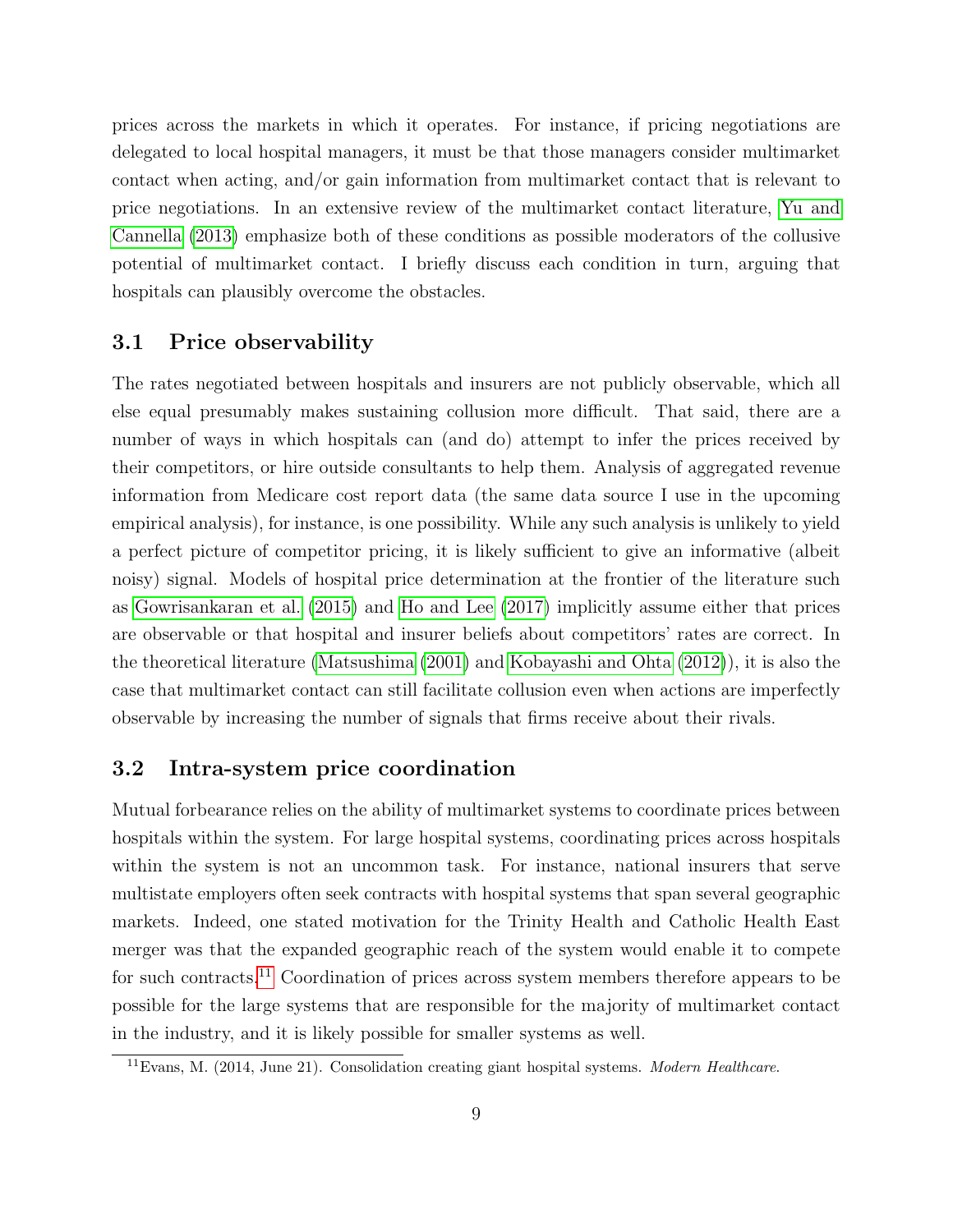prices across the markets in which it operates. For instance, if pricing negotiations are delegated to local hospital managers, it must be that those managers consider multimarket contact when acting, and/or gain information from multimarket contact that is relevant to price negotiations. In an extensive review of the multimarket contact literature, Yu and Cannella (2013) emphasize both of these conditions as possible moderators of the collusive potential of multimarket contact. I briefly discuss each condition in turn, arguing that hospitals can plausibly overcome the obstacles.

## 3.1 Price observability

The rates negotiated between hospitals and insurers are not publicly observable, which all else equal presumably makes sustaining collusion more difficult. That said, there are a number of ways in which hospitals can (and do) attempt to infer the prices received by their competitors, or hire outside consultants to help them. Analysis of aggregated revenue information from Medicare cost report data (the same data source I use in the upcoming empirical analysis), for instance, is one possibility. While any such analysis is unlikely to yield a perfect picture of competitor pricing, it is likely sufficient to give an informative (albeit noisy) signal. Models of hospital price determination at the frontier of the literature such as Gowrisankaran et al. (2015) and Ho and Lee (2017) implicitly assume either that prices are observable or that hospital and insurer beliefs about competitors' rates are correct. In the theoretical literature (Matsushima (2001) and Kobayashi and Ohta (2012)), it is also the case that multimarket contact can still facilitate collusion even when actions are imperfectly observable by increasing the number of signals that firms receive about their rivals.

## 3.2 Intra-system price coordination

Mutual forbearance relies on the ability of multimarket systems to coordinate prices between hospitals within the system. For large hospital systems, coordinating prices across hospitals within the system is not an uncommon task. For instance, national insurers that serve multistate employers often seek contracts with hospital systems that span several geographic markets. Indeed, one stated motivation for the Trinity Health and Catholic Health East merger was that the expanded geographic reach of the system would enable it to compete for such contracts.[11] Coordination of prices across system members therefore appears to be possible for the large systems that are responsible for the majority of multimarket contact in the industry, and it is likely possible for smaller systems as well.

[11] Evans, M. (2014, June 21). Consolidation creating giant hospital systems. *Modern Healthcare*.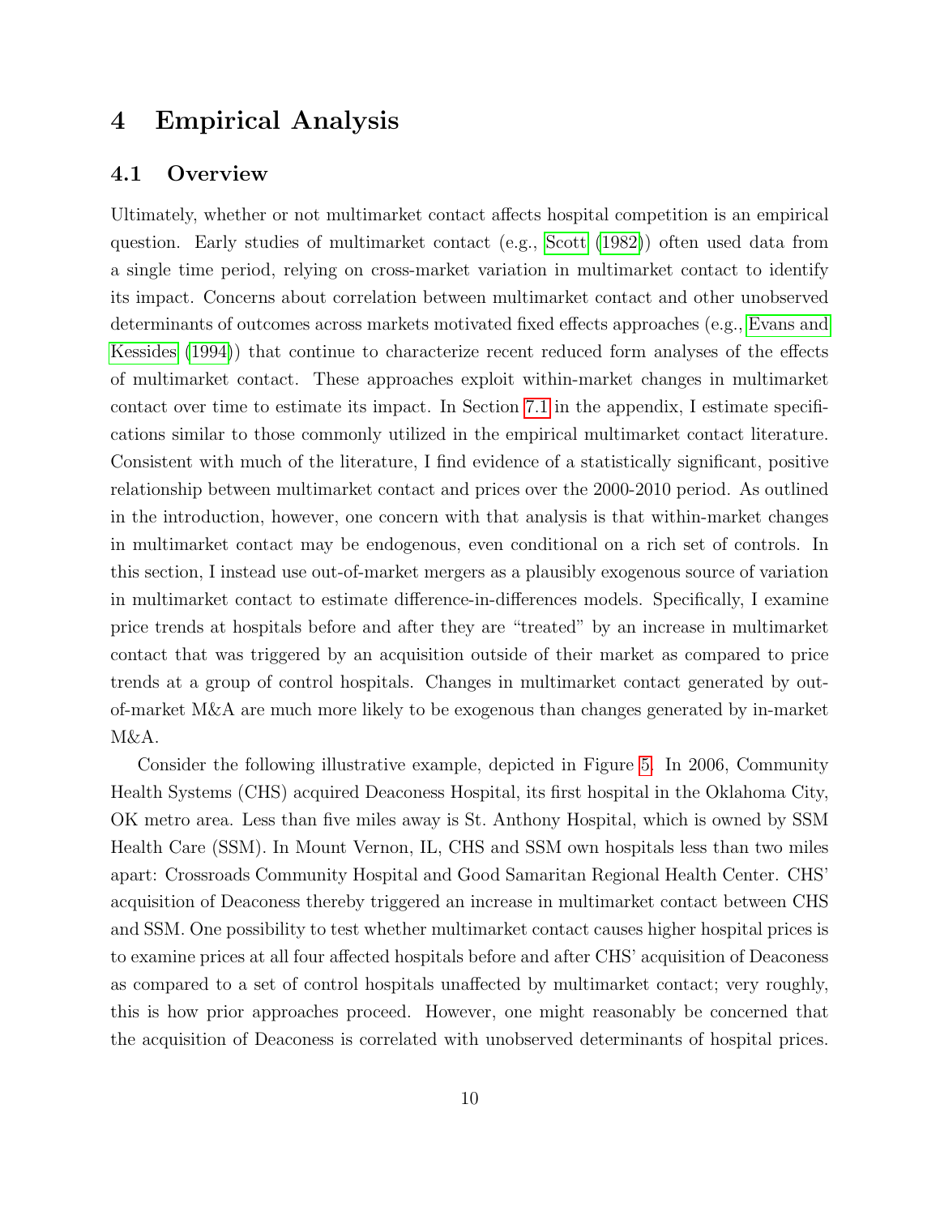# 4 Empirical Analysis

## 4.1 Overview

Ultimately, whether or not multimarket contact affects hospital competition is an empirical question. Early studies of multimarket contact (e.g., Scott (1982)) often used data from a single time period, relying on cross-market variation in multimarket contact to identify its impact. Concerns about correlation between multimarket contact and other unobserved determinants of outcomes across markets motivated fixed effects approaches (e.g., Evans and Kessides (1994)) that continue to characterize recent reduced form analyses of the effects of multimarket contact. These approaches exploit within-market changes in multimarket contact over time to estimate its impact. In Section 7.1 in the appendix, I estimate specifications similar to those commonly utilized in the empirical multimarket contact literature. Consistent with much of the literature, I find evidence of a statistically significant, positive relationship between multimarket contact and prices over the 2000-2010 period. As outlined in the introduction, however, one concern with that analysis is that within-market changes in multimarket contact may be endogenous, even conditional on a rich set of controls. In this section, I instead use out-of-market mergers as a plausibly exogenous source of variation in multimarket contact to estimate difference-in-differences models. Specifically, I examine price trends at hospitals before and after they are "treated" by an increase in multimarket contact that was triggered by an acquisition outside of their market as compared to price trends at a group of control hospitals. Changes in multimarket contact generated by out-of-market M&A are much more likely to be exogenous than changes generated by in-market M&A.

Consider the following illustrative example, depicted in Figure 5. In 2006, Community Health Systems (CHS) acquired Deaconess Hospital, its first hospital in the Oklahoma City, OK metro area. Less than five miles away is St. Anthony Hospital, which is owned by SSM Health Care (SSM). In Mount Vernon, IL, CHS and SSM own hospitals less than two miles apart: Crossroads Community Hospital and Good Samaritan Regional Health Center. CHS' acquisition of Deaconess thereby triggered an increase in multimarket contact between CHS and SSM. One possibility to test whether multimarket contact causes higher hospital prices is to examine prices at all four affected hospitals before and after CHS' acquisition of Deaconess as compared to a set of control hospitals unaffected by multimarket contact; very roughly, this is how prior approaches proceed. However, one might reasonably be concerned that the acquisition of Deaconess is correlated with unobserved determinants of hospital prices.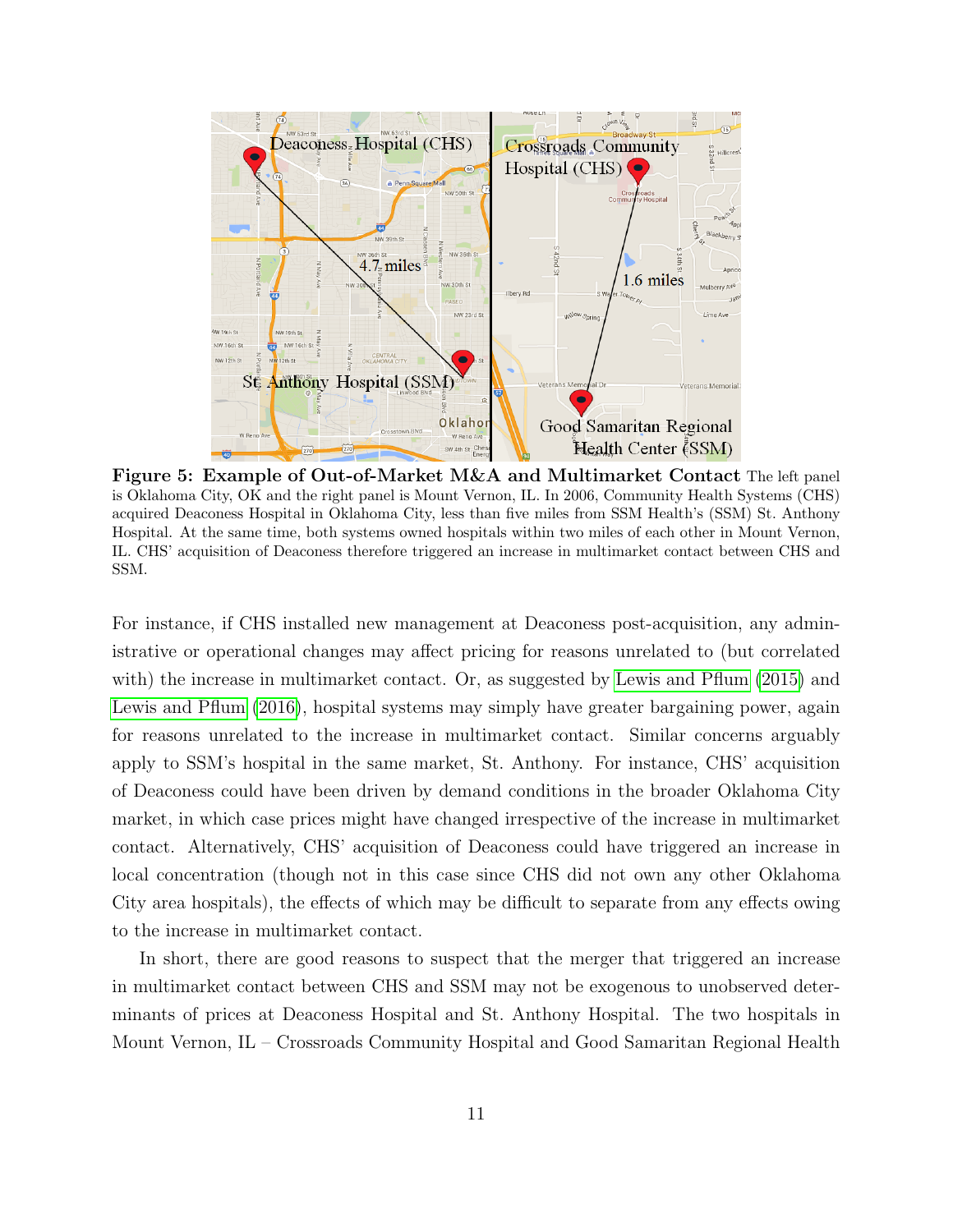**Figure 5: Example of Out-of-Market M&A and Multimarket Contact** The left panel is Oklahoma City, OK and the right panel is Mount Vernon, IL. In 2006, Community Health Systems (CHS) acquired Deaconess Hospital in Oklahoma City, less than five miles from SSM Health's (SSM) St. Anthony Hospital. At the same time, both systems owned hospitals within two miles of each other in Mount Vernon, IL. CHS' acquisition of Deaconess therefore triggered an increase in multimarket contact between CHS and SSM.

For instance, if CHS installed new management at Deaconess post-acquisition, any administrative or operational changes may affect pricing for reasons unrelated to (but correlated with) the increase in multimarket contact. Or, as suggested by Lewis and Pflum (2015) and Lewis and Pflum (2016), hospital systems may simply have greater bargaining power, again for reasons unrelated to the increase in multimarket contact. Similar concerns arguably apply to SSM's hospital in the same market, St. Anthony. For instance, CHS' acquisition of Deaconess could have been driven by demand conditions in the broader Oklahoma City market, in which case prices might have changed irrespective of the increase in multimarket contact. Alternatively, CHS' acquisition of Deaconess could have triggered an increase in local concentration (though not in this case since CHS did not own any other Oklahoma City area hospitals), the effects of which may be difficult to separate from any effects owing to the increase in multimarket contact.

In short, there are good reasons to suspect that the merger that triggered an increase in multimarket contact between CHS and SSM may not be exogenous to unobserved determinants of prices at Deaconess Hospital and St. Anthony Hospital. The two hospitals in Mount Vernon, IL – Crossroads Community Hospital and Good Samaritan Regional Health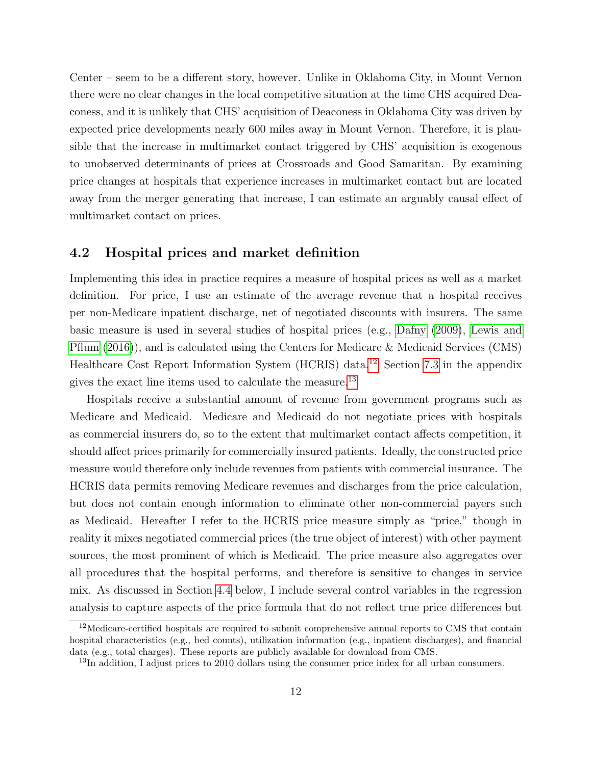Center – seem to be a different story, however. Unlike in Oklahoma City, in Mount Vernon there were no clear changes in the local competitive situation at the time CHS acquired Deaconess, and it is unlikely that CHS' acquisition of Deaconess in Oklahoma City was driven by expected price developments nearly 600 miles away in Mount Vernon. Therefore, it is plausible that the increase in multimarket contact triggered by CHS' acquisition is exogenous to unobserved determinants of prices at Crossroads and Good Samaritan. By examining price changes at hospitals that experience increases in multimarket contact but are located away from the merger generating that increase, I can estimate an arguably causal effect of multimarket contact on prices.

## 4.2 Hospital prices and market definition

Implementing this idea in practice requires a measure of hospital prices as well as a market definition. For price, I use an estimate of the average revenue that a hospital receives per non-Medicare inpatient discharge, net of negotiated discounts with insurers. The same basic measure is used in several studies of hospital prices (e.g., Dafny (2009), Lewis and Pflum (2016)), and is calculated using the Centers for Medicare & Medicaid Services (CMS) Healthcare Cost Report Information System (HCRIS) data.[12] Section 7.3 in the appendix gives the exact line items used to calculate the measure.[13]

Hospitals receive a substantial amount of revenue from government programs such as Medicare and Medicaid. Medicare and Medicaid do not negotiate prices with hospitals as commercial insurers do, so to the extent that multimarket contact affects competition, it should affect prices primarily for commercially insured patients. Ideally, the constructed price measure would therefore only include revenues from patients with commercial insurance. The HCRIS data permits removing Medicare revenues and discharges from the price calculation, but does not contain enough information to eliminate other non-commercial payers such as Medicaid. Hereafter I refer to the HCRIS price measure simply as "price," though in reality it mixes negotiated commercial prices (the true object of interest) with other payment sources, the most prominent of which is Medicaid. The price measure also aggregates over all procedures that the hospital performs, and therefore is sensitive to changes in service mix. As discussed in Section 4.4 below, I include several control variables in the regression analysis to capture aspects of the price formula that do not reflect true price differences but

[12] Medicare-certified hospitals are required to submit comprehensive annual reports to CMS that contain hospital characteristics (e.g., bed counts), utilization information (e.g., inpatient discharges), and financial data (e.g., total charges). These reports are publicly available for download from CMS.

[13] In addition, I adjust prices to 2010 dollars using the consumer price index for all urban consumers.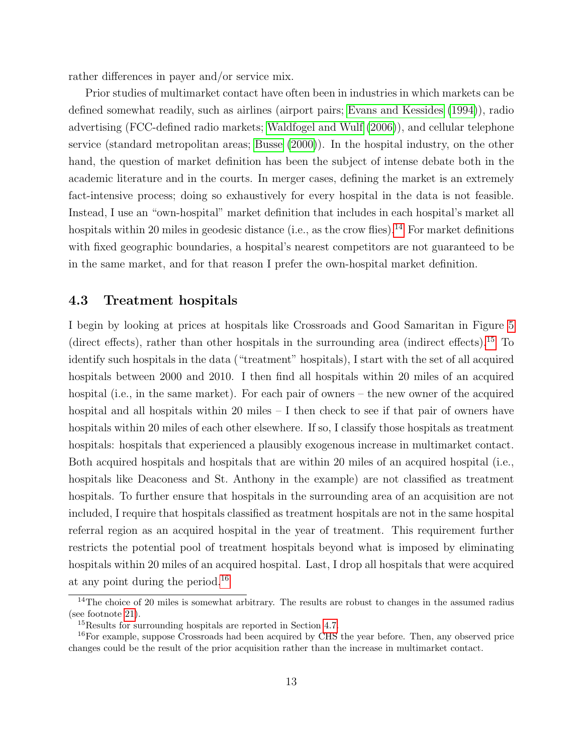rather differences in payer and/or service mix.

Prior studies of multimarket contact have often been in industries in which markets can be defined somewhat readily, such as airlines (airport pairs; Evans and Kessides (1994)), radio advertising (FCC-defined radio markets; Waldfogel and Wulf (2006)), and cellular telephone service (standard metropolitan areas; Busse (2000)). In the hospital industry, on the other hand, the question of market definition has been the subject of intense debate both in the academic literature and in the courts. In merger cases, defining the market is an extremely fact-intensive process; doing so exhaustively for every hospital in the data is not feasible. Instead, I use an "own-hospital" market definition that includes in each hospital's market all hospitals within 20 miles in geodesic distance (i.e., as the crow flies).[14] For market definitions with fixed geographic boundaries, a hospital's nearest competitors are not guaranteed to be in the same market, and for that reason I prefer the own-hospital market definition.

### 4.3 Treatment hospitals

I begin by looking at prices at hospitals like Crossroads and Good Samaritan in Figure 5 (direct effects), rather than other hospitals in the surrounding area (indirect effects).[15] To identify such hospitals in the data ("treatment" hospitals), I start with the set of all acquired hospitals between 2000 and 2010. I then find all hospitals within 20 miles of an acquired hospital (i.e., in the same market). For each pair of owners – the new owner of the acquired hospital and all hospitals within 20 miles – I then check to see if that pair of owners have hospitals within 20 miles of each other elsewhere. If so, I classify those hospitals as treatment hospitals: hospitals that experienced a plausibly exogenous increase in multimarket contact. Both acquired hospitals and hospitals that are within 20 miles of an acquired hospital (i.e., hospitals like Deaconess and St. Anthony in the example) are not classified as treatment hospitals. To further ensure that hospitals in the surrounding area of an acquisition are not included, I require that hospitals classified as treatment hospitals are not in the same hospital referral region as an acquired hospital in the year of treatment. This requirement further restricts the potential pool of treatment hospitals beyond what is imposed by eliminating hospitals within 20 miles of an acquired hospital. Last, I drop all hospitals that were acquired at any point during the period.[16]

[14] The choice of 20 miles is somewhat arbitrary. The results are robust to changes in the assumed radius (see footnote 21).

[15] Results for surrounding hospitals are reported in Section 4.7.

[16] For example, suppose Crossroads had been acquired by CHS the year before. Then, any observed price changes could be the result of the prior acquisition rather than the increase in multimarket contact.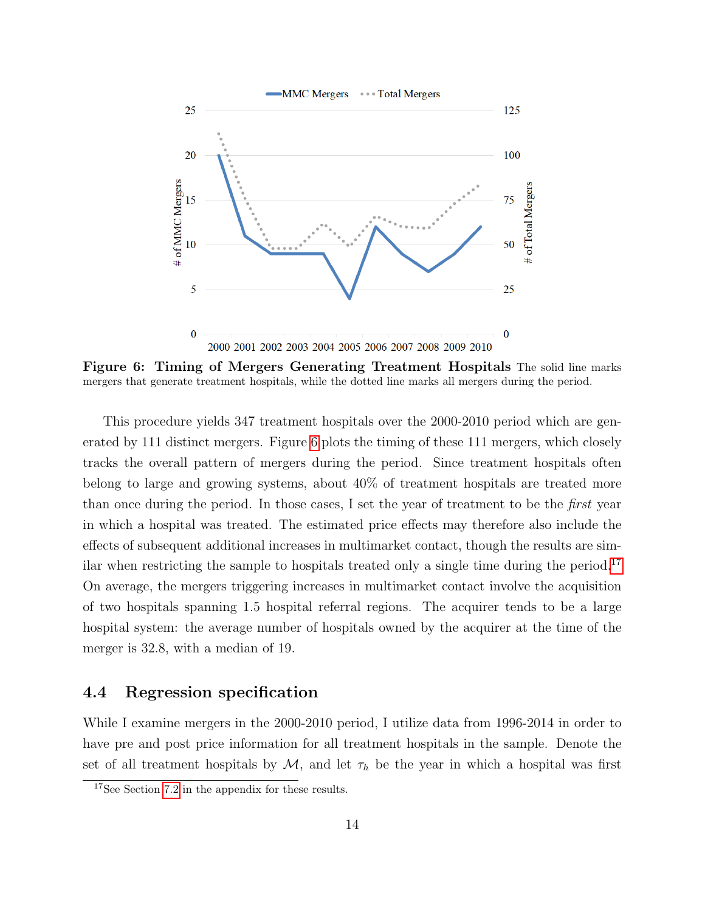**Figure 6: Timing of Mergers Generating Treatment Hospitals** The solid line marks mergers that generate treatment hospitals, while the dotted line marks all mergers during the period.

This procedure yields 347 treatment hospitals over the 2000-2010 period which are generated by 111 distinct mergers. Figure 6 plots the timing of these 111 mergers, which closely tracks the overall pattern of mergers during the period. Since treatment hospitals often belong to large and growing systems, about 40% of treatment hospitals are treated more than once during the period. In those cases, I set the year of treatment to be the *first* year in which a hospital was treated. The estimated price effects may therefore also include the effects of subsequent additional increases in multimarket contact, though the results are similar when restricting the sample to hospitals treated only a single time during the period.[17] On average, the mergers triggering increases in multimarket contact involve the acquisition of two hospitals spanning 1.5 hospital referral regions. The acquirer tends to be a large hospital system: the average number of hospitals owned by the acquirer at the time of the merger is 32.8, with a median of 19.

## 4.4 Regression specification

While I examine mergers in the 2000-2010 period, I utilize data from 1996-2014 in order to have pre and post price information for all treatment hospitals in the sample. Denote the set of all treatment hospitals by $\mathcal{M}$, and let $\tau_h$ be the year in which a hospital was first

[17] See Section 7.2 in the appendix for these results.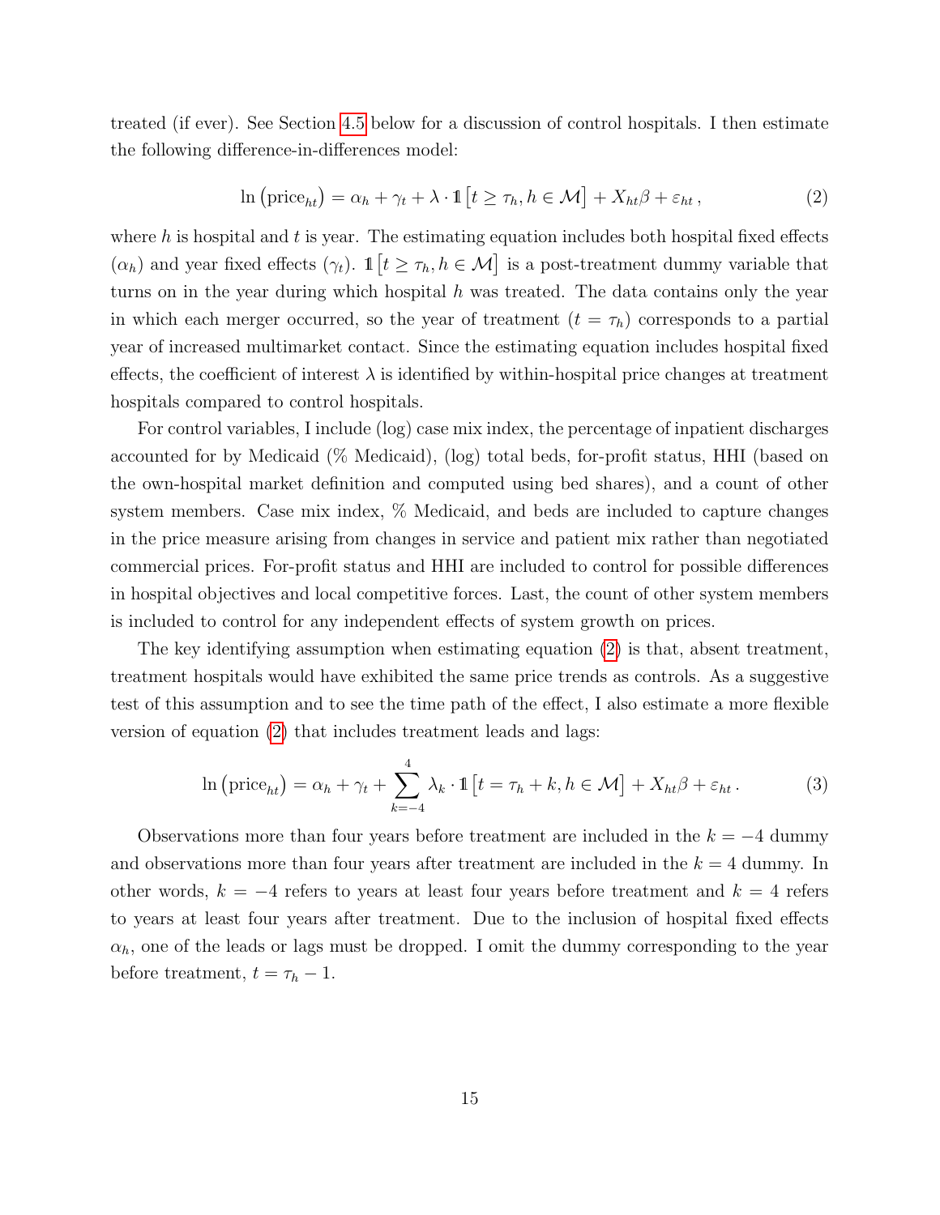treated (if ever). See Section 4.5 below for a discussion of control hospitals. I then estimate the following difference-in-differences model:

$$\ln\left(\text{price}_{ht}\right) = \alpha_h + \gamma_t + \lambda \cdot \mathbb{1}\left[t \geq \tau_h, h \in \mathcal{M}\right] + X_{ht}\beta + \varepsilon_{ht}\,, \tag{2}$$

where $h$ is hospital and $t$ is year. The estimating equation includes both hospital fixed effects ($\alpha_h$) and year fixed effects ($\gamma_t$). $\mathbb{1}\left[t \geq \tau_h, h \in \mathcal{M}\right]$ is a post-treatment dummy variable that turns on in the year during which hospital $h$ was treated. The data contains only the year in which each merger occurred, so the year of treatment ($t = \tau_h$) corresponds to a partial year of increased multimarket contact. Since the estimating equation includes hospital fixed effects, the coefficient of interest $\lambda$ is identified by within-hospital price changes at treatment hospitals compared to control hospitals.

For control variables, I include (log) case mix index, the percentage of inpatient discharges accounted for by Medicaid (% Medicaid), (log) total beds, for-profit status, HHI (based on the own-hospital market definition and computed using bed shares), and a count of other system members. Case mix index, % Medicaid, and beds are included to capture changes in the price measure arising from changes in service and patient mix rather than negotiated commercial prices. For-profit status and HHI are included to control for possible differences in hospital objectives and local competitive forces. Last, the count of other system members is included to control for any independent effects of system growth on prices.

The key identifying assumption when estimating equation (2) is that, absent treatment, treatment hospitals would have exhibited the same price trends as controls. As a suggestive test of this assumption and to see the time path of the effect, I also estimate a more flexible version of equation (2) that includes treatment leads and lags:

$$\ln\left(\text{price}_{ht}\right) = \alpha_h + \gamma_t + \sum_{k=-4}^{4} \lambda_k \cdot \mathbb{1}\left[t = \tau_h + k, h \in \mathcal{M}\right] + X_{ht}\beta + \varepsilon_{ht}\,. \tag{3}$$

Observations more than four years before treatment are included in the $k = -4$ dummy and observations more than four years after treatment are included in the $k = 4$ dummy. In other words, $k = -4$ refers to years at least four years before treatment and $k = 4$ refers to years at least four years after treatment. Due to the inclusion of hospital fixed effects $\alpha_h$, one of the leads or lags must be dropped. I omit the dummy corresponding to the year before treatment, $t = \tau_h - 1$.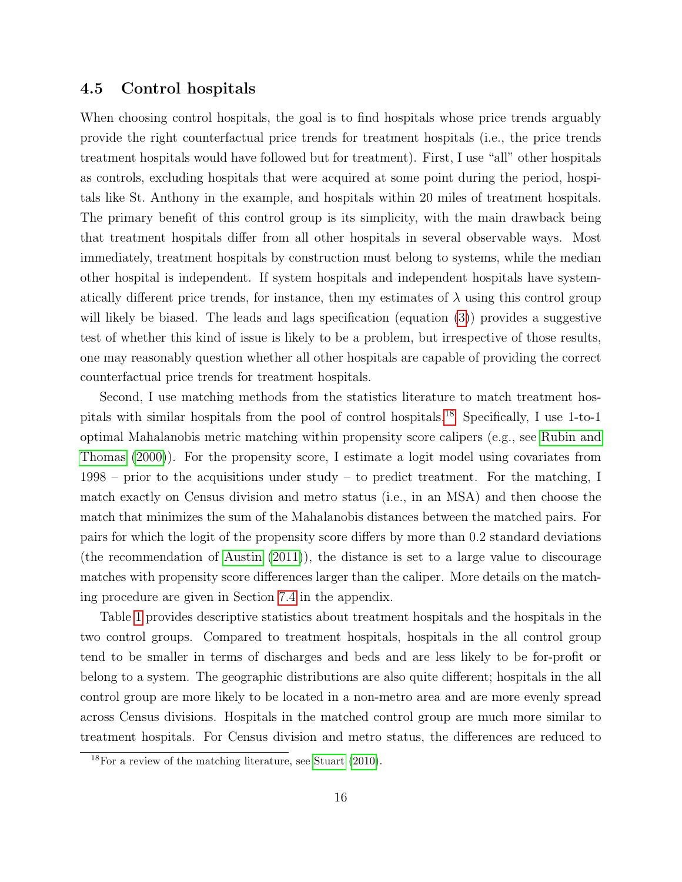### 4.5 Control hospitals

When choosing control hospitals, the goal is to find hospitals whose price trends arguably provide the right counterfactual price trends for treatment hospitals (i.e., the price trends treatment hospitals would have followed but for treatment). First, I use "all" other hospitals as controls, excluding hospitals that were acquired at some point during the period, hospitals like St. Anthony in the example, and hospitals within 20 miles of treatment hospitals. The primary benefit of this control group is its simplicity, with the main drawback being that treatment hospitals differ from all other hospitals in several observable ways. Most immediately, treatment hospitals by construction must belong to systems, while the median other hospital is independent. If system hospitals and independent hospitals have systematically different price trends, for instance, then my estimates of $\lambda$ using this control group will likely be biased. The leads and lags specification (equation (3)) provides a suggestive test of whether this kind of issue is likely to be a problem, but irrespective of those results, one may reasonably question whether all other hospitals are capable of providing the correct counterfactual price trends for treatment hospitals.

Second, I use matching methods from the statistics literature to match treatment hospitals with similar hospitals from the pool of control hospitals.[18] Specifically, I use 1-to-1 optimal Mahalanobis metric matching within propensity score calipers (e.g., see Rubin and Thomas (2000)). For the propensity score, I estimate a logit model using covariates from 1998 – prior to the acquisitions under study – to predict treatment. For the matching, I match exactly on Census division and metro status (i.e., in an MSA) and then choose the match that minimizes the sum of the Mahalanobis distances between the matched pairs. For pairs for which the logit of the propensity score differs by more than 0.2 standard deviations (the recommendation of Austin (2011)), the distance is set to a large value to discourage matches with propensity score differences larger than the caliper. More details on the matching procedure are given in Section 7.4 in the appendix.

Table 1 provides descriptive statistics about treatment hospitals and the hospitals in the two control groups. Compared to treatment hospitals, hospitals in the all control group tend to be smaller in terms of discharges and beds and are less likely to be for-profit or belong to a system. The geographic distributions are also quite different; hospitals in the all control group are more likely to be located in a non-metro area and are more evenly spread across Census divisions. Hospitals in the matched control group are much more similar to treatment hospitals. For Census division and metro status, the differences are reduced to

[18] For a review of the matching literature, see Stuart (2010).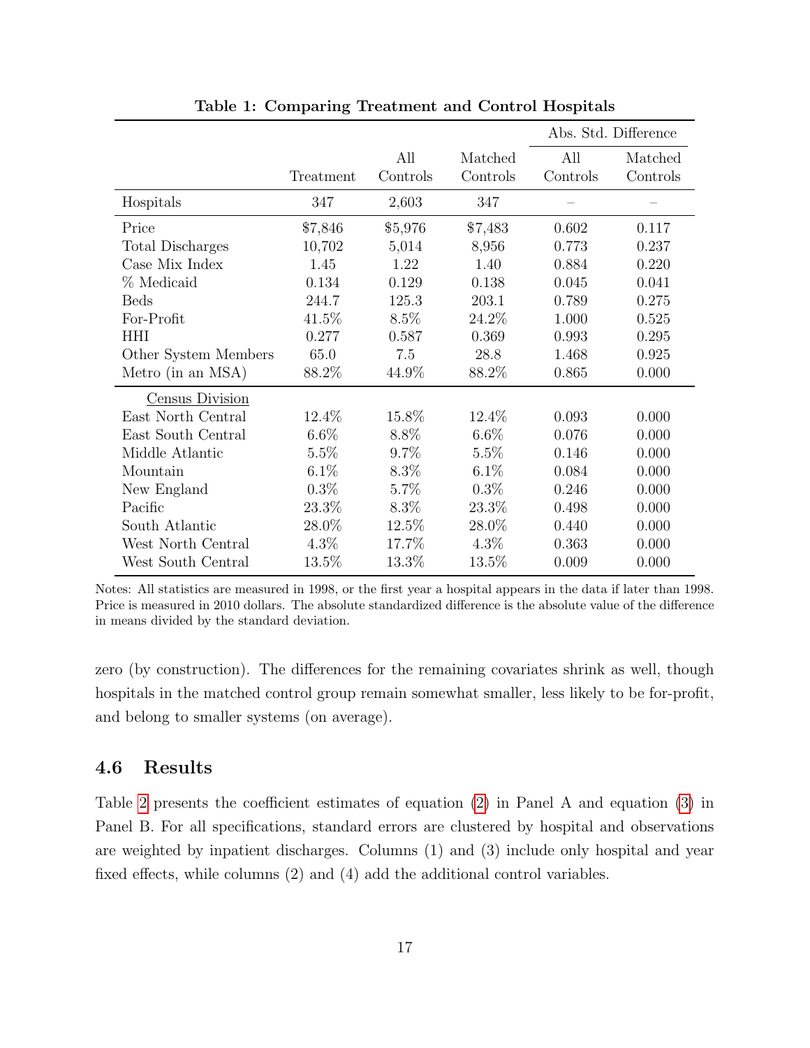**Table 1: Comparing Treatment and Control Hospitals**

| | Treatment | All Controls | Matched Controls | Abs. Std. Difference: All Controls | Abs. Std. Difference: Matched Controls |
|---|---|---|---|---|---|
| Hospitals | 347 | 2,603 | 347 | – | – |
| Price | $7,846 | $5,976 | $7,483 | 0.602 | 0.117 |
| Total Discharges | 10,702 | 5,014 | 8,956 | 0.773 | 0.237 |
| Case Mix Index | 1.45 | 1.22 | 1.40 | 0.884 | 0.220 |
| % Medicaid | 0.134 | 0.129 | 0.138 | 0.045 | 0.041 |
| Beds | 244.7 | 125.3 | 203.1 | 0.789 | 0.275 |
| For-Profit | 41.5% | 8.5% | 24.2% | 1.000 | 0.525 |
| HHI | 0.277 | 0.587 | 0.369 | 0.993 | 0.295 |
| Other System Members | 65.0 | 7.5 | 28.8 | 1.468 | 0.925 |
| Metro (in an MSA) | 88.2% | 44.9% | 88.2% | 0.865 | 0.000 |
| Census Division | | | | | |
| East North Central | 12.4% | 15.8% | 12.4% | 0.093 | 0.000 |
| East South Central | 6.6% | 8.8% | 6.6% | 0.076 | 0.000 |
| Middle Atlantic | 5.5% | 9.7% | 5.5% | 0.146 | 0.000 |
| Mountain | 6.1% | 8.3% | 6.1% | 0.084 | 0.000 |
| New England | 0.3% | 5.7% | 0.3% | 0.246 | 0.000 |
| Pacific | 23.3% | 8.3% | 23.3% | 0.498 | 0.000 |
| South Atlantic | 28.0% | 12.5% | 28.0% | 0.440 | 0.000 |
| West North Central | 4.3% | 17.7% | 4.3% | 0.363 | 0.000 |
| West South Central | 13.5% | 13.3% | 13.5% | 0.009 | 0.000 |

Notes: All statistics are measured in 1998, or the first year a hospital appears in the data if later than 1998. Price is measured in 2010 dollars. The absolute standardized difference is the absolute value of the difference in means divided by the standard deviation.

zero (by construction). The differences for the remaining covariates shrink as well, though hospitals in the matched control group remain somewhat smaller, less likely to be for-profit, and belong to smaller systems (on average).

### 4.6 Results

Table 2 presents the coefficient estimates of equation (2) in Panel A and equation (3) in Panel B. For all specifications, standard errors are clustered by hospital and observations are weighted by inpatient discharges. Columns (1) and (3) include only hospital and year fixed effects, while columns (2) and (4) add the additional control variables.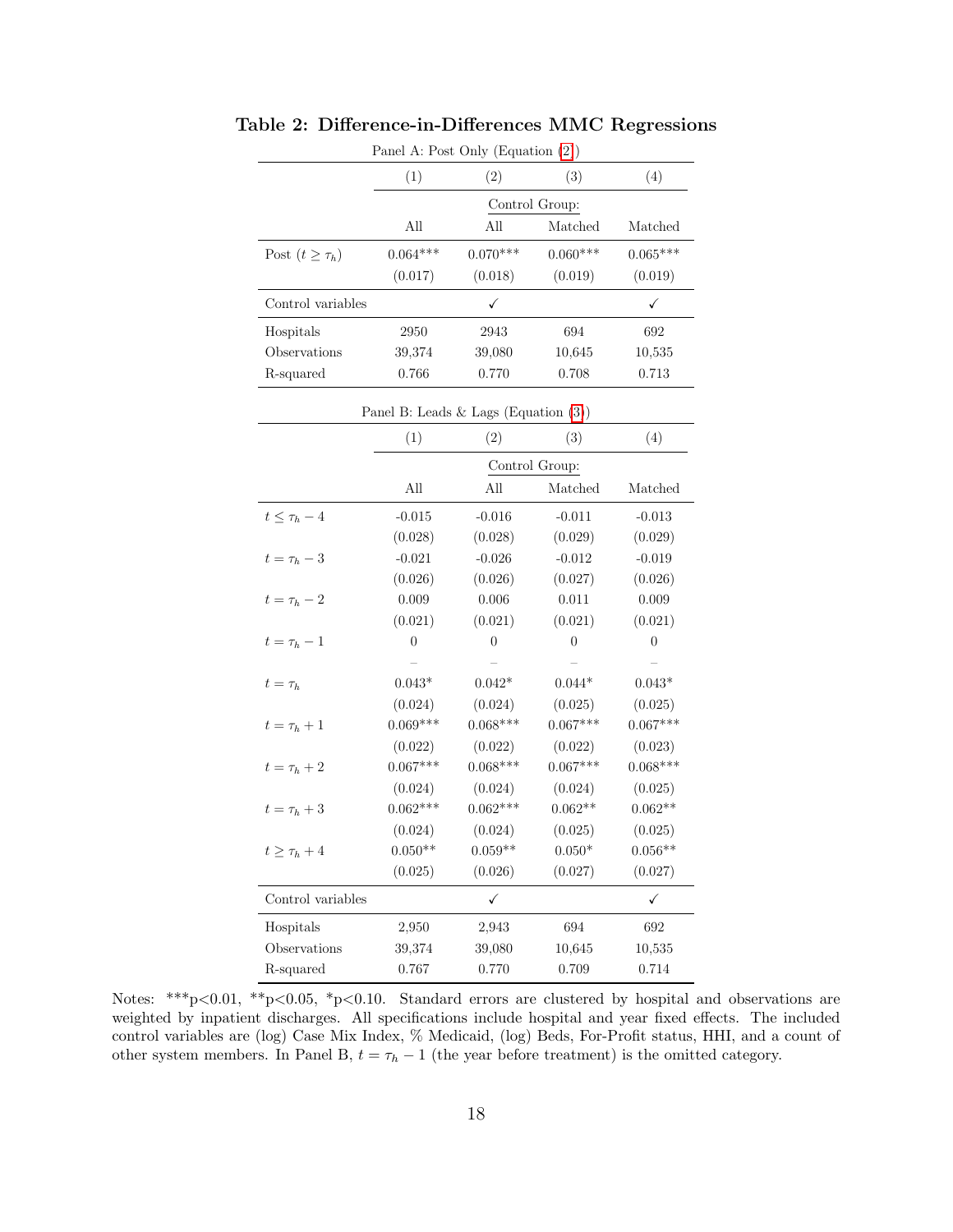**Table 2: Difference-in-Differences MMC Regressions**

Panel A: Post Only (Equation (2))

| | (1) | (2) | (3) | (4) |
|---|---|---|---|---|
| | Control Group: | | | |
| | All | All | Matched | Matched |
| Post ($t \geq \tau_h$) | 0.064*** | 0.070*** | 0.060*** | 0.065*** |
| | (0.017) | (0.018) | (0.019) | (0.019) |
| Control variables | | ✓ | | ✓ |
| Hospitals | 2950 | 2943 | 694 | 692 |
| Observations | 39,374 | 39,080 | 10,645 | 10,535 |
| R-squared | 0.766 | 0.770 | 0.708 | 0.713 |

Panel B: Leads & Lags (Equation (3))

| | (1) | (2) | (3) | (4) |
|---|---|---|---|---|
| | Control Group: | | | |
| | All | All | Matched | Matched |
| $t \leq \tau_h - 4$ | -0.015 | -0.016 | -0.011 | -0.013 |
| | (0.028) | (0.028) | (0.029) | (0.029) |
| $t = \tau_h - 3$ | -0.021 | -0.026 | -0.012 | -0.019 |
| | (0.026) | (0.026) | (0.027) | (0.026) |
| $t = \tau_h - 2$ | 0.009 | 0.006 | 0.011 | 0.009 |
| | (0.021) | (0.021) | (0.021) | (0.021) |
| $t = \tau_h - 1$ | 0 | 0 | 0 | 0 |
| | – | – | – | – |
| $t = \tau_h$ | 0.043* | 0.042* | 0.044* | 0.043* |
| | (0.024) | (0.024) | (0.025) | (0.025) |
| $t = \tau_h + 1$ | 0.069*** | 0.068*** | 0.067*** | 0.067*** |
| | (0.022) | (0.022) | (0.022) | (0.023) |
| $t = \tau_h + 2$ | 0.067*** | 0.068*** | 0.067*** | 0.068*** |
| | (0.024) | (0.024) | (0.024) | (0.025) |
| $t = \tau_h + 3$ | 0.062*** | 0.062*** | 0.062** | 0.062** |
| | (0.024) | (0.024) | (0.025) | (0.025) |
| $t \geq \tau_h + 4$ | 0.050** | 0.059** | 0.050* | 0.056** |
| | (0.025) | (0.026) | (0.027) | (0.027) |
| Control variables | | ✓ | | ✓ |
| Hospitals | 2,950 | 2,943 | 694 | 692 |
| Observations | 39,374 | 39,080 | 10,645 | 10,535 |
| R-squared | 0.767 | 0.770 | 0.709 | 0.714 |

Notes: ***p<0.01, **p<0.05, *p<0.10. Standard errors are clustered by hospital and observations are weighted by inpatient discharges. All specifications include hospital and year fixed effects. The included control variables are (log) Case Mix Index, % Medicaid, (log) Beds, For-Profit status, HHI, and a count of other system members. In Panel B, $t = \tau_h - 1$ (the year before treatment) is the omitted category.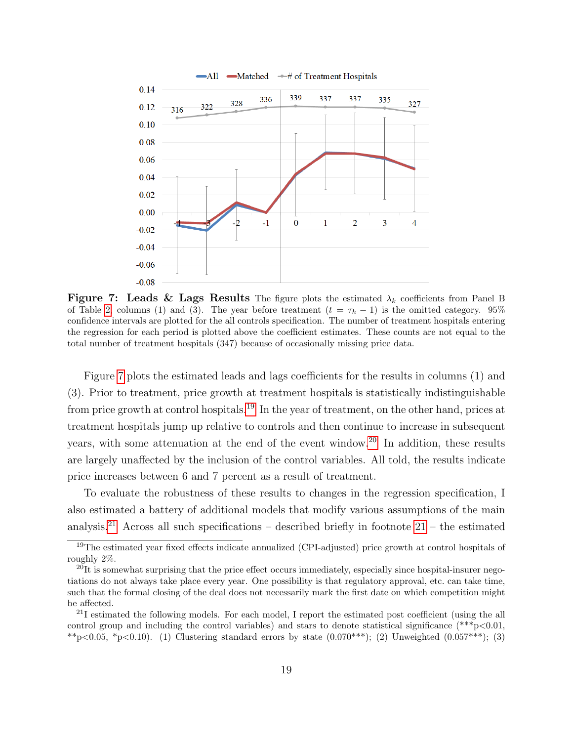**Figure 7: Leads & Lags Results** The figure plots the estimated $\lambda_k$ coefficients from Panel B of Table 2, columns (1) and (3). The year before treatment ($t = \tau_h - 1$) is the omitted category. 95% confidence intervals are plotted for the all controls specification. The number of treatment hospitals entering the regression for each period is plotted above the coefficient estimates. These counts are not equal to the total number of treatment hospitals (347) because of occasionally missing price data.

Figure 7 plots the estimated leads and lags coefficients for the results in columns (1) and (3). Prior to treatment, price growth at treatment hospitals is statistically indistinguishable from price growth at control hospitals.[19] In the year of treatment, on the other hand, prices at treatment hospitals jump up relative to controls and then continue to increase in subsequent years, with some attenuation at the end of the event window.[20] In addition, these results are largely unaffected by the inclusion of the control variables. All told, the results indicate price increases between 6 and 7 percent as a result of treatment.

To evaluate the robustness of these results to changes in the regression specification, I also estimated a battery of additional models that modify various assumptions of the main analysis.[21] Across all such specifications – described briefly in footnote 21 – the estimated

[19] The estimated year fixed effects indicate annualized (CPI-adjusted) price growth at control hospitals of roughly 2%.

[20] It is somewhat surprising that the price effect occurs immediately, especially since hospital-insurer negotiations do not always take place every year. One possibility is that regulatory approval, etc. can take time, such that the formal closing of the deal does not necessarily mark the first date on which competition might be affected.

[21] I estimated the following models. For each model, I report the estimated post coefficient (using the all control group and including the control variables) and stars to denote statistical significance (***p<0.01, **p<0.05, *p<0.10). (1) Clustering standard errors by state (0.070***); (2) Unweighted (0.057***); (3)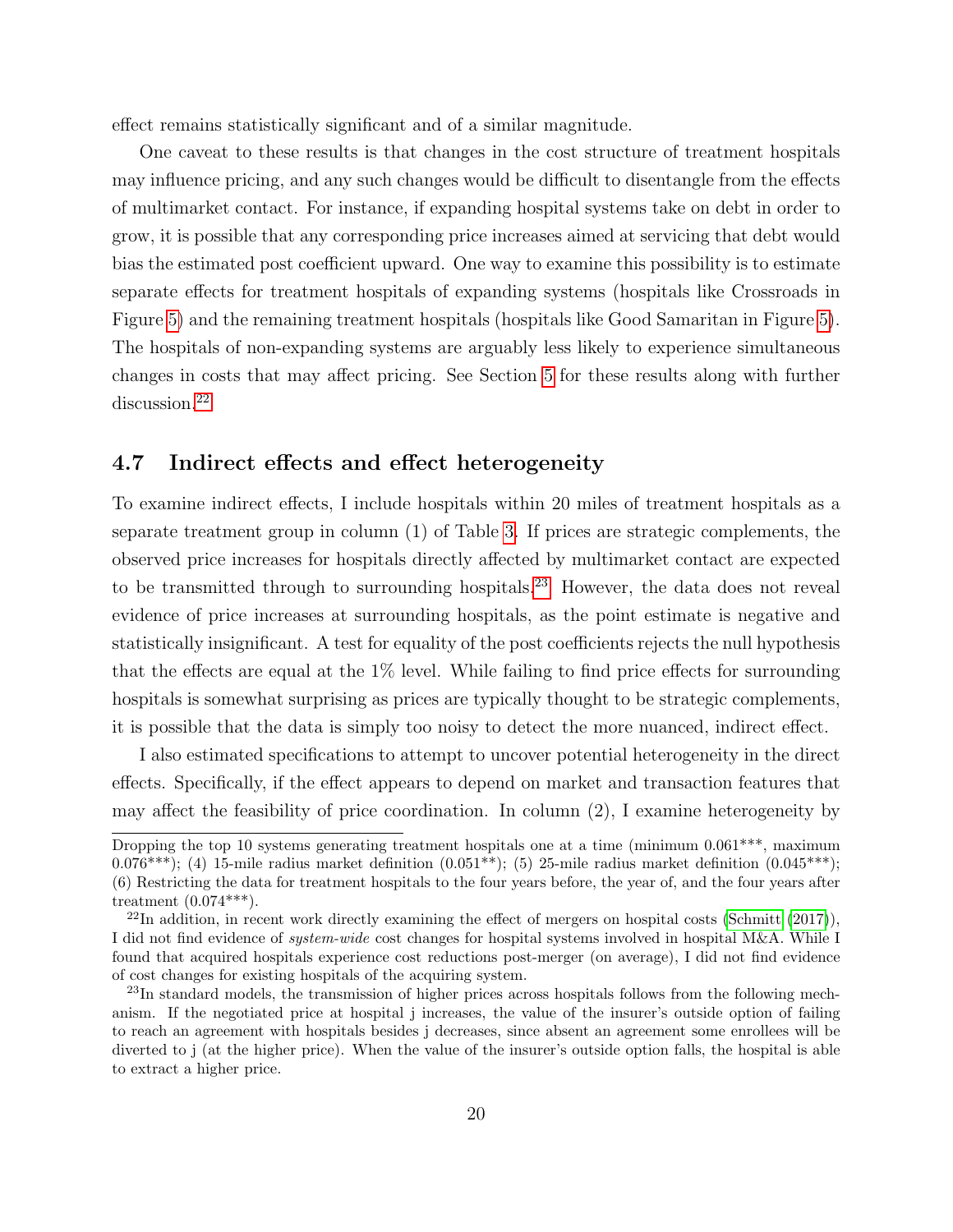effect remains statistically significant and of a similar magnitude.

One caveat to these results is that changes in the cost structure of treatment hospitals may influence pricing, and any such changes would be difficult to disentangle from the effects of multimarket contact. For instance, if expanding hospital systems take on debt in order to grow, it is possible that any corresponding price increases aimed at servicing that debt would bias the estimated post coefficient upward. One way to examine this possibility is to estimate separate effects for treatment hospitals of expanding systems (hospitals like Crossroads in Figure 5) and the remaining treatment hospitals (hospitals like Good Samaritan in Figure 5). The hospitals of non-expanding systems are arguably less likely to experience simultaneous changes in costs that may affect pricing. See Section 5 for these results along with further discussion.[22]

### 4.7 Indirect effects and effect heterogeneity

To examine indirect effects, I include hospitals within 20 miles of treatment hospitals as a separate treatment group in column (1) of Table 3. If prices are strategic complements, the observed price increases for hospitals directly affected by multimarket contact are expected to be transmitted through to surrounding hospitals.[23] However, the data does not reveal evidence of price increases at surrounding hospitals, as the point estimate is negative and statistically insignificant. A test for equality of the post coefficients rejects the null hypothesis that the effects are equal at the 1% level. While failing to find price effects for surrounding hospitals is somewhat surprising as prices are typically thought to be strategic complements, it is possible that the data is simply too noisy to detect the more nuanced, indirect effect.

I also estimated specifications to attempt to uncover potential heterogeneity in the direct effects. Specifically, if the effect appears to depend on market and transaction features that may affect the feasibility of price coordination. In column (2), I examine heterogeneity by

---

Dropping the top 10 systems generating treatment hospitals one at a time (minimum 0.061***, maximum 0.076***); (4) 15-mile radius market definition (0.051**); (5) 25-mile radius market definition (0.045***); (6) Restricting the data for treatment hospitals to the four years before, the year of, and the four years after treatment (0.074***).

[22] In addition, in recent work directly examining the effect of mergers on hospital costs (Schmitt (2017)), I did not find evidence of *system-wide* cost changes for hospital systems involved in hospital M&A. While I found that acquired hospitals experience cost reductions post-merger (on average), I did not find evidence of cost changes for existing hospitals of the acquiring system.

[23] In standard models, the transmission of higher prices across hospitals follows from the following mechanism. If the negotiated price at hospital j increases, the value of the insurer's outside option of failing to reach an agreement with hospitals besides j decreases, since absent an agreement some enrollees will be diverted to j (at the higher price). When the value of the insurer's outside option falls, the hospital is able to extract a higher price.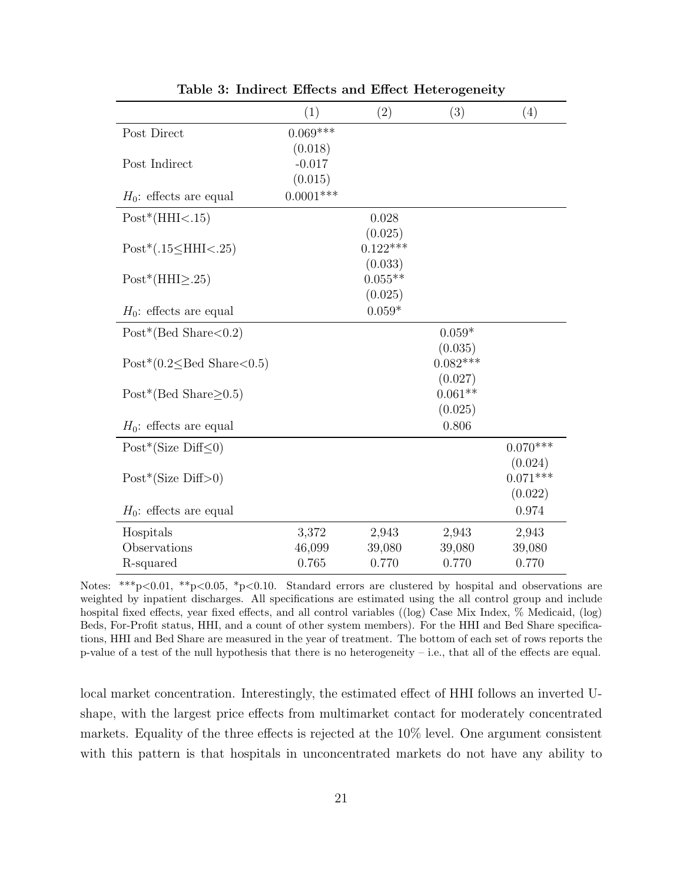**Table 3: Indirect Effects and Effect Heterogeneity**

| | (1) | (2) | (3) | (4) |
|---|---|---|---|---|
| Post Direct | 0.069*** | | | |
| | (0.018) | | | |
| Post Indirect | -0.017 | | | |
| | (0.015) | | | |
| $H_0$: effects are equal | 0.0001*** | | | |
| Post*(HHI<.15) | | 0.028 | | |
| | | (0.025) | | |
| Post*(.15≤HHI<.25) | | 0.122*** | | |
| | | (0.033) | | |
| Post*(HHI≥.25) | | 0.055** | | |
| | | (0.025) | | |
| $H_0$: effects are equal | | 0.059* | | |
| Post*(Bed Share<0.2) | | | 0.059* | |
| | | | (0.035) | |
| Post*(0.2≤Bed Share<0.5) | | | 0.082*** | |
| | | | (0.027) | |
| Post*(Bed Share≥0.5) | | | 0.061** | |
| | | | (0.025) | |
| $H_0$: effects are equal | | | 0.806 | |
| Post*(Size Diff≤0) | | | | 0.070*** |
| | | | | (0.024) |
| Post*(Size Diff>0) | | | | 0.071*** |
| | | | | (0.022) |
| $H_0$: effects are equal | | | | 0.974 |
| Hospitals | 3,372 | 2,943 | 2,943 | 2,943 |
| Observations | 46,099 | 39,080 | 39,080 | 39,080 |
| R-squared | 0.765 | 0.770 | 0.770 | 0.770 |

Notes: ***p<0.01, **p<0.05, *p<0.10. Standard errors are clustered by hospital and observations are weighted by inpatient discharges. All specifications are estimated using the all control group and include hospital fixed effects, year fixed effects, and all control variables ((log) Case Mix Index, % Medicaid, (log) Beds, For-Profit status, HHI, and a count of other system members). For the HHI and Bed Share specifications, HHI and Bed Share are measured in the year of treatment. The bottom of each set of rows reports the p-value of a test of the null hypothesis that there is no heterogeneity – i.e., that all of the effects are equal.

local market concentration. Interestingly, the estimated effect of HHI follows an inverted U-shape, with the largest price effects from multimarket contact for moderately concentrated markets. Equality of the three effects is rejected at the 10% level. One argument consistent with this pattern is that hospitals in unconcentrated markets do not have any ability to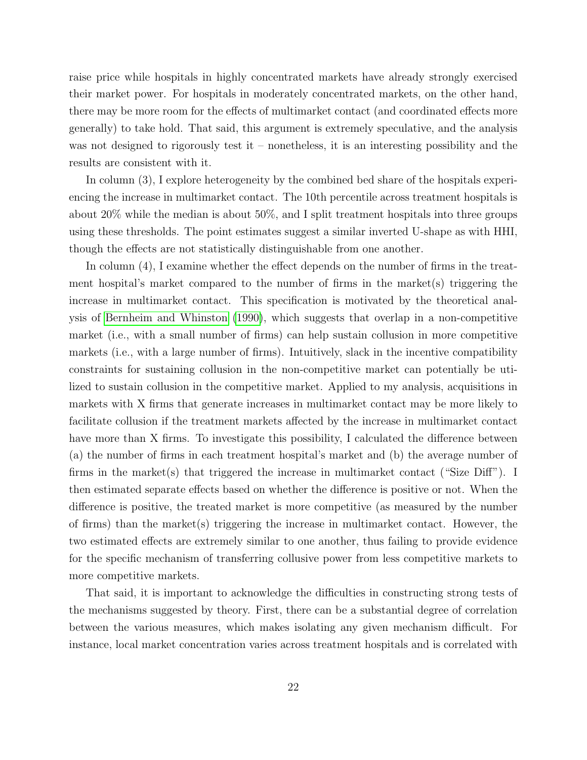raise price while hospitals in highly concentrated markets have already strongly exercised their market power. For hospitals in moderately concentrated markets, on the other hand, there may be more room for the effects of multimarket contact (and coordinated effects more generally) to take hold. That said, this argument is extremely speculative, and the analysis was not designed to rigorously test it – nonetheless, it is an interesting possibility and the results are consistent with it.

In column (3), I explore heterogeneity by the combined bed share of the hospitals experiencing the increase in multimarket contact. The 10th percentile across treatment hospitals is about 20% while the median is about 50%, and I split treatment hospitals into three groups using these thresholds. The point estimates suggest a similar inverted U-shape as with HHI, though the effects are not statistically distinguishable from one another.

In column (4), I examine whether the effect depends on the number of firms in the treatment hospital's market compared to the number of firms in the market(s) triggering the increase in multimarket contact. This specification is motivated by the theoretical analysis of Bernheim and Whinston (1990), which suggests that overlap in a non-competitive market (i.e., with a small number of firms) can help sustain collusion in more competitive markets (i.e., with a large number of firms). Intuitively, slack in the incentive compatibility constraints for sustaining collusion in the non-competitive market can potentially be utilized to sustain collusion in the competitive market. Applied to my analysis, acquisitions in markets with X firms that generate increases in multimarket contact may be more likely to facilitate collusion if the treatment markets affected by the increase in multimarket contact have more than X firms. To investigate this possibility, I calculated the difference between (a) the number of firms in each treatment hospital's market and (b) the average number of firms in the market(s) that triggered the increase in multimarket contact ("Size Diff"). I then estimated separate effects based on whether the difference is positive or not. When the difference is positive, the treated market is more competitive (as measured by the number of firms) than the market(s) triggering the increase in multimarket contact. However, the two estimated effects are extremely similar to one another, thus failing to provide evidence for the specific mechanism of transferring collusive power from less competitive markets to more competitive markets.

That said, it is important to acknowledge the difficulties in constructing strong tests of the mechanisms suggested by theory. First, there can be a substantial degree of correlation between the various measures, which makes isolating any given mechanism difficult. For instance, local market concentration varies across treatment hospitals and is correlated with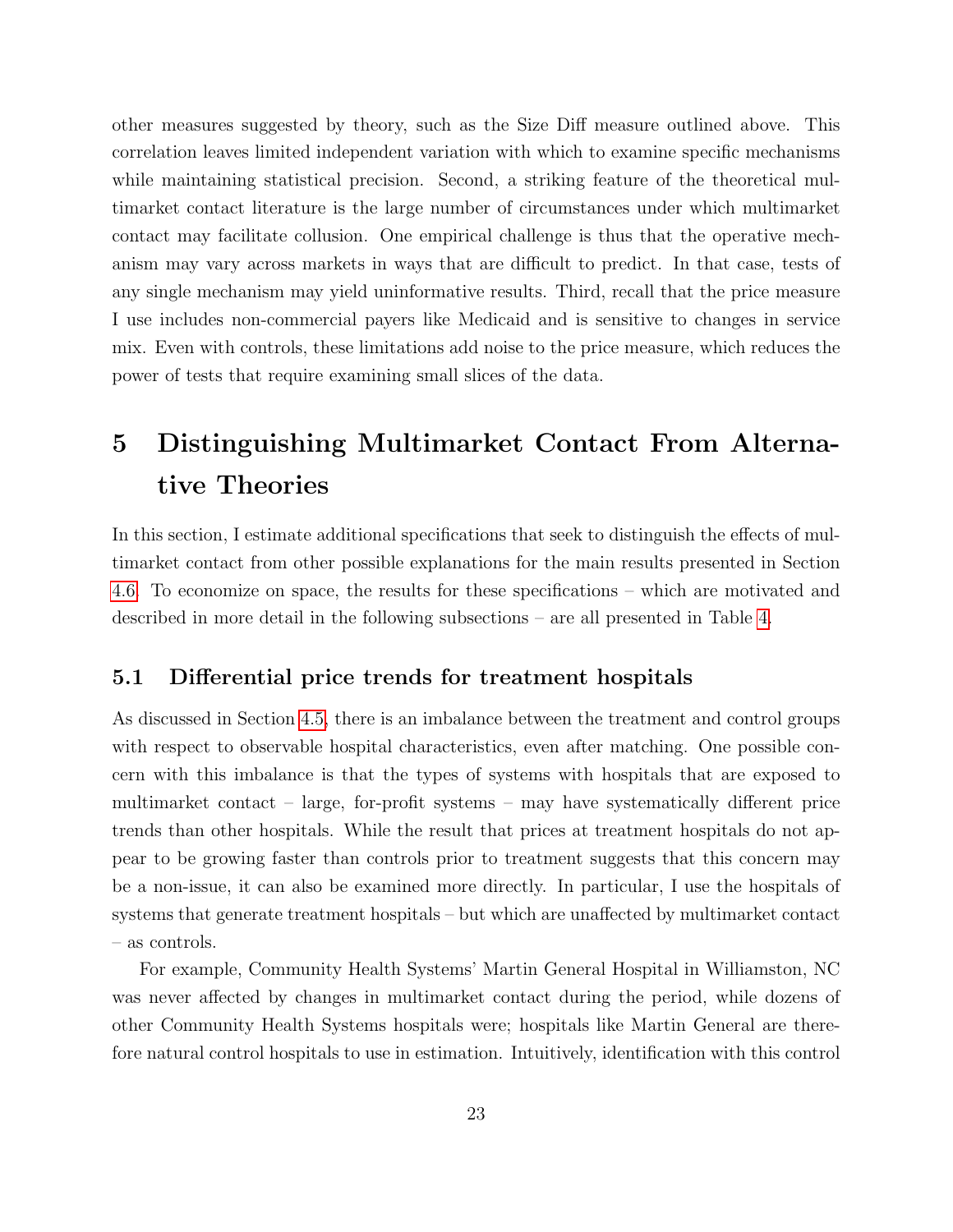other measures suggested by theory, such as the Size Diff measure outlined above. This correlation leaves limited independent variation with which to examine specific mechanisms while maintaining statistical precision. Second, a striking feature of the theoretical multimarket contact literature is the large number of circumstances under which multimarket contact may facilitate collusion. One empirical challenge is thus that the operative mechanism may vary across markets in ways that are difficult to predict. In that case, tests of any single mechanism may yield uninformative results. Third, recall that the price measure I use includes non-commercial payers like Medicaid and is sensitive to changes in service mix. Even with controls, these limitations add noise to the price measure, which reduces the power of tests that require examining small slices of the data.

# 5 Distinguishing Multimarket Contact From Alternative Theories

In this section, I estimate additional specifications that seek to distinguish the effects of multimarket contact from other possible explanations for the main results presented in Section 4.6. To economize on space, the results for these specifications – which are motivated and described in more detail in the following subsections – are all presented in Table 4.

## 5.1 Differential price trends for treatment hospitals

As discussed in Section 4.5, there is an imbalance between the treatment and control groups with respect to observable hospital characteristics, even after matching. One possible concern with this imbalance is that the types of systems with hospitals that are exposed to multimarket contact – large, for-profit systems – may have systematically different price trends than other hospitals. While the result that prices at treatment hospitals do not appear to be growing faster than controls prior to treatment suggests that this concern may be a non-issue, it can also be examined more directly. In particular, I use the hospitals of systems that generate treatment hospitals – but which are unaffected by multimarket contact – as controls.

For example, Community Health Systems' Martin General Hospital in Williamston, NC was never affected by changes in multimarket contact during the period, while dozens of other Community Health Systems hospitals were; hospitals like Martin General are therefore natural control hospitals to use in estimation. Intuitively, identification with this control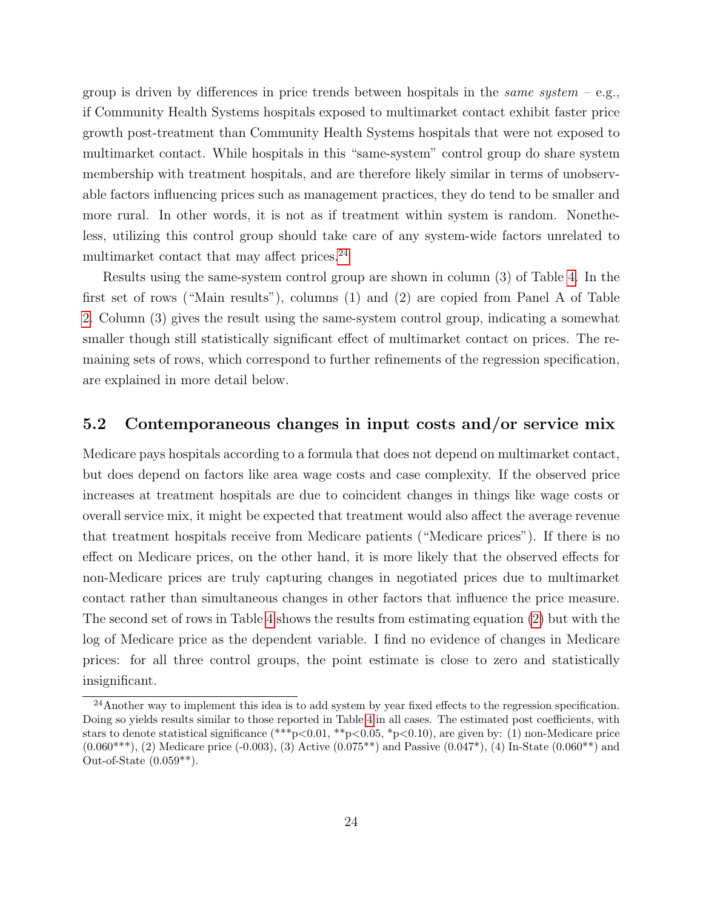group is driven by differences in price trends between hospitals in the *same system* – e.g., if Community Health Systems hospitals exposed to multimarket contact exhibit faster price growth post-treatment than Community Health Systems hospitals that were not exposed to multimarket contact. While hospitals in this "same-system" control group do share system membership with treatment hospitals, and are therefore likely similar in terms of unobservable factors influencing prices such as management practices, they do tend to be smaller and more rural. In other words, it is not as if treatment within system is random. Nonetheless, utilizing this control group should take care of any system-wide factors unrelated to multimarket contact that may affect prices.[24]

Results using the same-system control group are shown in column (3) of Table 4. In the first set of rows ("Main results"), columns (1) and (2) are copied from Panel A of Table 2. Column (3) gives the result using the same-system control group, indicating a somewhat smaller though still statistically significant effect of multimarket contact on prices. The remaining sets of rows, which correspond to further refinements of the regression specification, are explained in more detail below.

## 5.2 Contemporaneous changes in input costs and/or service mix

Medicare pays hospitals according to a formula that does not depend on multimarket contact, but does depend on factors like area wage costs and case complexity. If the observed price increases at treatment hospitals are due to coincident changes in things like wage costs or overall service mix, it might be expected that treatment would also affect the average revenue that treatment hospitals receive from Medicare patients ("Medicare prices"). If there is no effect on Medicare prices, on the other hand, it is more likely that the observed effects for non-Medicare prices are truly capturing changes in negotiated prices due to multimarket contact rather than simultaneous changes in other factors that influence the price measure. The second set of rows in Table 4 shows the results from estimating equation (2) but with the log of Medicare price as the dependent variable. I find no evidence of changes in Medicare prices: for all three control groups, the point estimate is close to zero and statistically insignificant.

[24] Another way to implement this idea is to add system by year fixed effects to the regression specification. Doing so yields results similar to those reported in Table 4 in all cases. The estimated post coefficients, with stars to denote statistical significance (***p<0.01, **p<0.05, *p<0.10), are given by: (1) non-Medicare price (0.060***), (2) Medicare price (-0.003), (3) Active (0.075**) and Passive (0.047*), (4) In-State (0.060**) and Out-of-State (0.059**).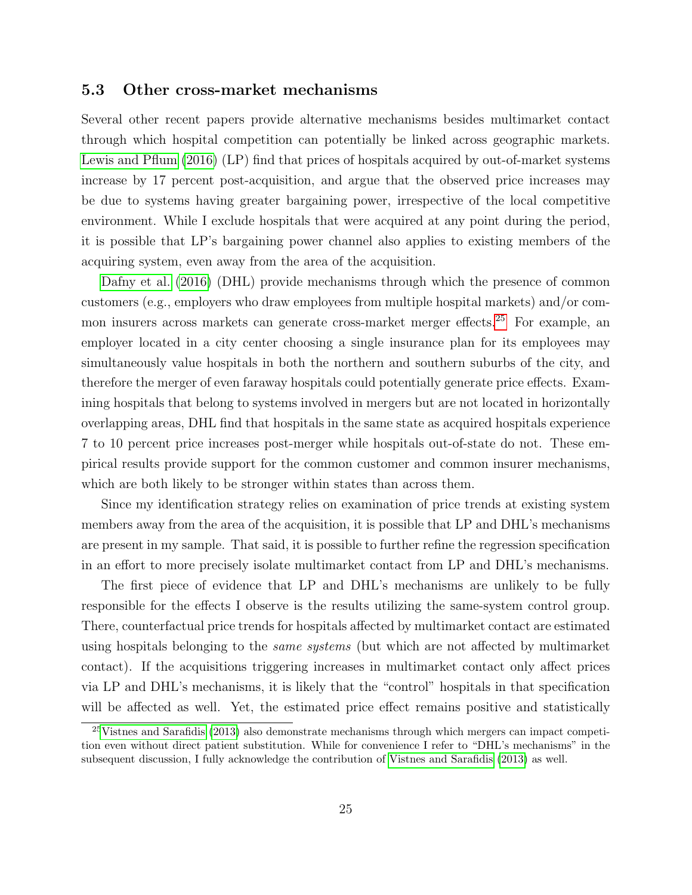### 5.3 Other cross-market mechanisms

Several other recent papers provide alternative mechanisms besides multimarket contact through which hospital competition can potentially be linked across geographic markets. Lewis and Pflum (2016) (LP) find that prices of hospitals acquired by out-of-market systems increase by 17 percent post-acquisition, and argue that the observed price increases may be due to systems having greater bargaining power, irrespective of the local competitive environment. While I exclude hospitals that were acquired at any point during the period, it is possible that LP's bargaining power channel also applies to existing members of the acquiring system, even away from the area of the acquisition.

Dafny et al. (2016) (DHL) provide mechanisms through which the presence of common customers (e.g., employers who draw employees from multiple hospital markets) and/or common insurers across markets can generate cross-market merger effects.[25] For example, an employer located in a city center choosing a single insurance plan for its employees may simultaneously value hospitals in both the northern and southern suburbs of the city, and therefore the merger of even faraway hospitals could potentially generate price effects. Examining hospitals that belong to systems involved in mergers but are not located in horizontally overlapping areas, DHL find that hospitals in the same state as acquired hospitals experience 7 to 10 percent price increases post-merger while hospitals out-of-state do not. These empirical results provide support for the common customer and common insurer mechanisms, which are both likely to be stronger within states than across them.

Since my identification strategy relies on examination of price trends at existing system members away from the area of the acquisition, it is possible that LP and DHL's mechanisms are present in my sample. That said, it is possible to further refine the regression specification in an effort to more precisely isolate multimarket contact from LP and DHL's mechanisms.

The first piece of evidence that LP and DHL's mechanisms are unlikely to be fully responsible for the effects I observe is the results utilizing the same-system control group. There, counterfactual price trends for hospitals affected by multimarket contact are estimated using hospitals belonging to the *same systems* (but which are not affected by multimarket contact). If the acquisitions triggering increases in multimarket contact only affect prices via LP and DHL's mechanisms, it is likely that the "control" hospitals in that specification will be affected as well. Yet, the estimated price effect remains positive and statistically

[25] Vistnes and Sarafidis (2013) also demonstrate mechanisms through which mergers can impact competition even without direct patient substitution. While for convenience I refer to "DHL's mechanisms" in the subsequent discussion, I fully acknowledge the contribution of Vistnes and Sarafidis (2013) as well.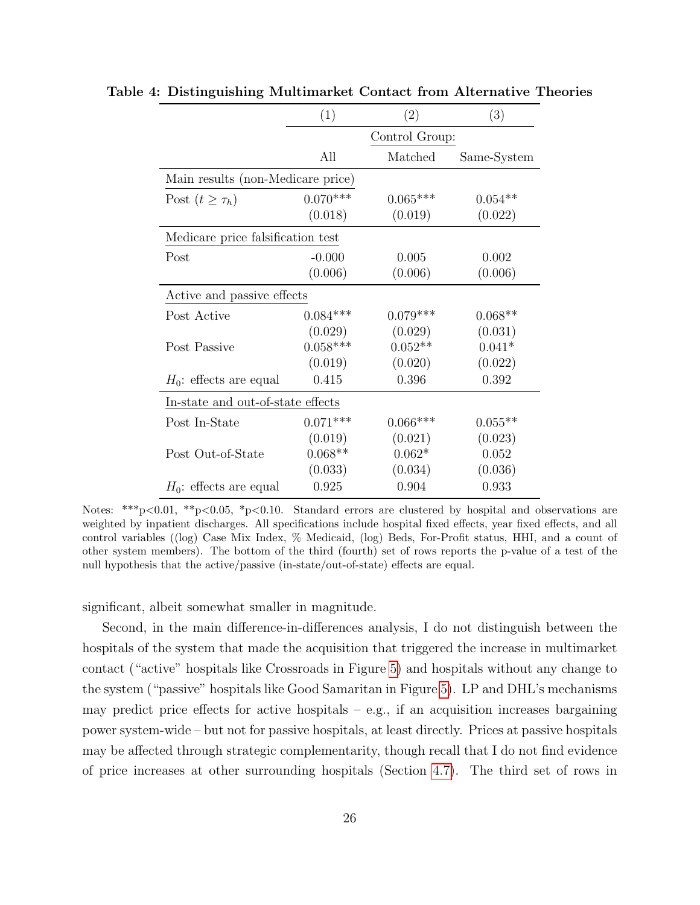**Table 4: Distinguishing Multimarket Contact from Alternative Theories**

| | (1) | (2) | (3) |
|---|---|---|---|
| | | Control Group: | |
| | All | Matched | Same-System |
| Main results (non-Medicare price) | | | |
| Post ($t \geq \tau_h$) | 0.070*** | 0.065*** | 0.054** |
| | (0.018) | (0.019) | (0.022) |
| Medicare price falsification test | | | |
| Post | -0.000 | 0.005 | 0.002 |
| | (0.006) | (0.006) | (0.006) |
| Active and passive effects | | | |
| Post Active | 0.084*** | 0.079*** | 0.068** |
| | (0.029) | (0.029) | (0.031) |
| Post Passive | 0.058*** | 0.052** | 0.041* |
| | (0.019) | (0.020) | (0.022) |
| $H_0$: effects are equal | 0.415 | 0.396 | 0.392 |
| In-state and out-of-state effects | | | |
| Post In-State | 0.071*** | 0.066*** | 0.055** |
| | (0.019) | (0.021) | (0.023) |
| Post Out-of-State | 0.068** | 0.062* | 0.052 |
| | (0.033) | (0.034) | (0.036) |
| $H_0$: effects are equal | 0.925 | 0.904 | 0.933 |

Notes: ***p<0.01, **p<0.05, *p<0.10. Standard errors are clustered by hospital and observations are weighted by inpatient discharges. All specifications include hospital fixed effects, year fixed effects, and all control variables ((log) Case Mix Index, % Medicaid, (log) Beds, For-Profit status, HHI, and a count of other system members). The bottom of the third (fourth) set of rows reports the p-value of a test of the null hypothesis that the active/passive (in-state/out-of-state) effects are equal.

significant, albeit somewhat smaller in magnitude.

Second, in the main difference-in-differences analysis, I do not distinguish between the hospitals of the system that made the acquisition that triggered the increase in multimarket contact ("active" hospitals like Crossroads in Figure 5) and hospitals without any change to the system ("passive" hospitals like Good Samaritan in Figure 5). LP and DHL's mechanisms may predict price effects for active hospitals – e.g., if an acquisition increases bargaining power system-wide – but not for passive hospitals, at least directly. Prices at passive hospitals may be affected through strategic complementarity, though recall that I do not find evidence of price increases at other surrounding hospitals (Section 4.7). The third set of rows in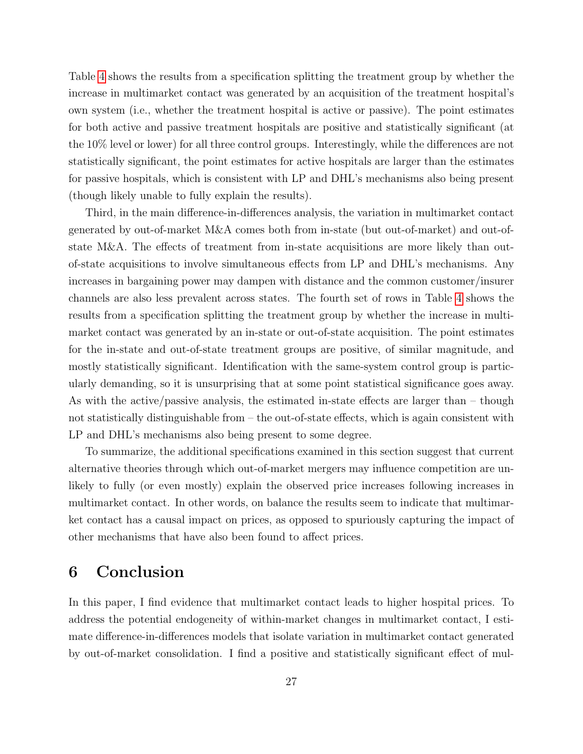Table 4 shows the results from a specification splitting the treatment group by whether the increase in multimarket contact was generated by an acquisition of the treatment hospital's own system (i.e., whether the treatment hospital is active or passive). The point estimates for both active and passive treatment hospitals are positive and statistically significant (at the 10% level or lower) for all three control groups. Interestingly, while the differences are not statistically significant, the point estimates for active hospitals are larger than the estimates for passive hospitals, which is consistent with LP and DHL's mechanisms also being present (though likely unable to fully explain the results).

Third, in the main difference-in-differences analysis, the variation in multimarket contact generated by out-of-market M&A comes both from in-state (but out-of-market) and out-of-state M&A. The effects of treatment from in-state acquisitions are more likely than out-of-state acquisitions to involve simultaneous effects from LP and DHL's mechanisms. Any increases in bargaining power may dampen with distance and the common customer/insurer channels are also less prevalent across states. The fourth set of rows in Table 4 shows the results from a specification splitting the treatment group by whether the increase in multimarket contact was generated by an in-state or out-of-state acquisition. The point estimates for the in-state and out-of-state treatment groups are positive, of similar magnitude, and mostly statistically significant. Identification with the same-system control group is particularly demanding, so it is unsurprising that at some point statistical significance goes away. As with the active/passive analysis, the estimated in-state effects are larger than – though not statistically distinguishable from – the out-of-state effects, which is again consistent with LP and DHL's mechanisms also being present to some degree.

To summarize, the additional specifications examined in this section suggest that current alternative theories through which out-of-market mergers may influence competition are unlikely to fully (or even mostly) explain the observed price increases following increases in multimarket contact. In other words, on balance the results seem to indicate that multimarket contact has a causal impact on prices, as opposed to spuriously capturing the impact of other mechanisms that have also been found to affect prices.

# 6 Conclusion

In this paper, I find evidence that multimarket contact leads to higher hospital prices. To address the potential endogeneity of within-market changes in multimarket contact, I estimate difference-in-differences models that isolate variation in multimarket contact generated by out-of-market consolidation. I find a positive and statistically significant effect of mul-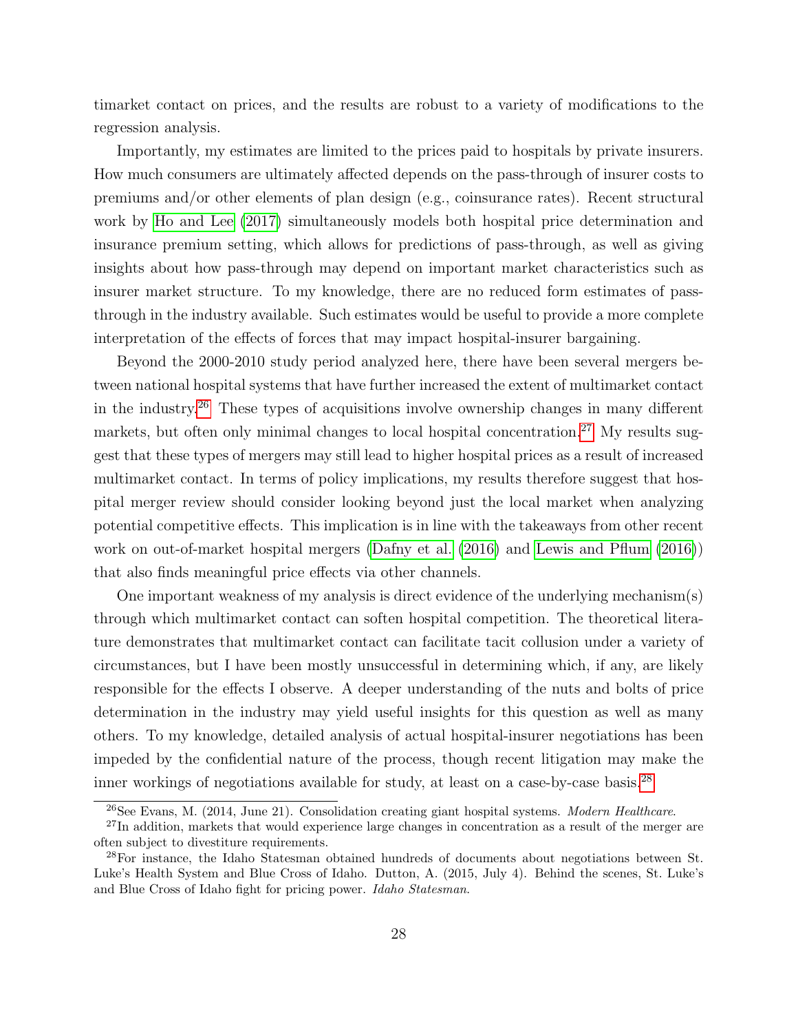timarket contact on prices, and the results are robust to a variety of modifications to the regression analysis.

Importantly, my estimates are limited to the prices paid to hospitals by private insurers. How much consumers are ultimately affected depends on the pass-through of insurer costs to premiums and/or other elements of plan design (e.g., coinsurance rates). Recent structural work by Ho and Lee (2017) simultaneously models both hospital price determination and insurance premium setting, which allows for predictions of pass-through, as well as giving insights about how pass-through may depend on important market characteristics such as insurer market structure. To my knowledge, there are no reduced form estimates of pass-through in the industry available. Such estimates would be useful to provide a more complete interpretation of the effects of forces that may impact hospital-insurer bargaining.

Beyond the 2000-2010 study period analyzed here, there have been several mergers between national hospital systems that have further increased the extent of multimarket contact in the industry.[26] These types of acquisitions involve ownership changes in many different markets, but often only minimal changes to local hospital concentration.[27] My results suggest that these types of mergers may still lead to higher hospital prices as a result of increased multimarket contact. In terms of policy implications, my results therefore suggest that hospital merger review should consider looking beyond just the local market when analyzing potential competitive effects. This implication is in line with the takeaways from other recent work on out-of-market hospital mergers (Dafny et al. (2016) and Lewis and Pflum (2016)) that also finds meaningful price effects via other channels.

One important weakness of my analysis is direct evidence of the underlying mechanism(s) through which multimarket contact can soften hospital competition. The theoretical literature demonstrates that multimarket contact can facilitate tacit collusion under a variety of circumstances, but I have been mostly unsuccessful in determining which, if any, are likely responsible for the effects I observe. A deeper understanding of the nuts and bolts of price determination in the industry may yield useful insights for this question as well as many others. To my knowledge, detailed analysis of actual hospital-insurer negotiations has been impeded by the confidential nature of the process, though recent litigation may make the inner workings of negotiations available for study, at least on a case-by-case basis.[28]

[26] See Evans, M. (2014, June 21). Consolidation creating giant hospital systems. *Modern Healthcare*.

[27] In addition, markets that would experience large changes in concentration as a result of the merger are often subject to divestiture requirements.

[28] For instance, the Idaho Statesman obtained hundreds of documents about negotiations between St. Luke's Health System and Blue Cross of Idaho. Dutton, A. (2015, July 4). Behind the scenes, St. Luke's and Blue Cross of Idaho fight for pricing power. *Idaho Statesman*.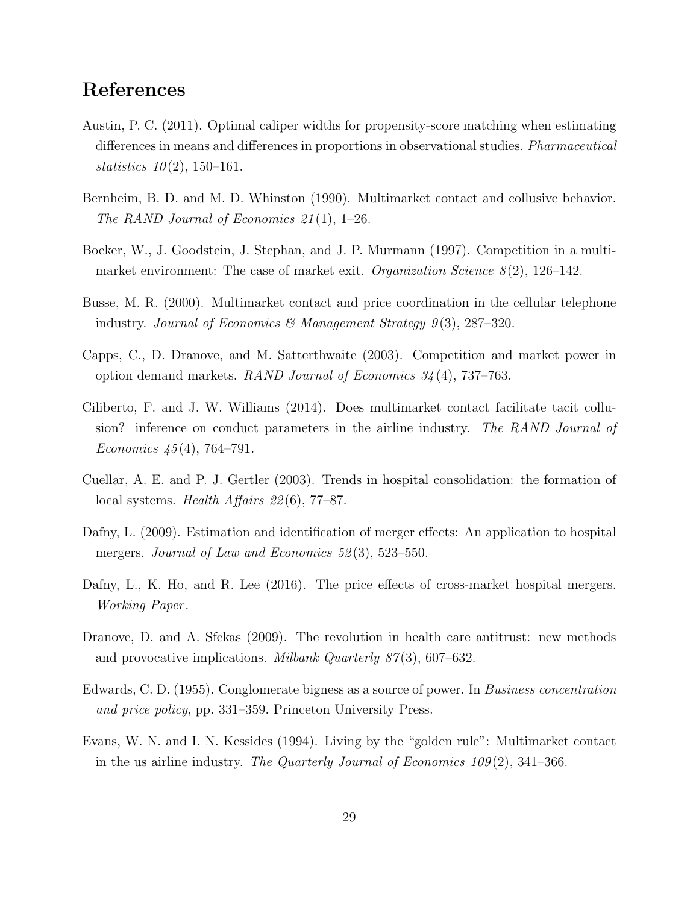## References

Austin, P. C. (2011). Optimal caliper widths for propensity-score matching when estimating differences in means and differences in proportions in observational studies. *Pharmaceutical statistics 10*(2), 150–161.

Bernheim, B. D. and M. D. Whinston (1990). Multimarket contact and collusive behavior. *The RAND Journal of Economics 21*(1), 1–26.

Boeker, W., J. Goodstein, J. Stephan, and J. P. Murmann (1997). Competition in a multimarket environment: The case of market exit. *Organization Science 8*(2), 126–142.

Busse, M. R. (2000). Multimarket contact and price coordination in the cellular telephone industry. *Journal of Economics & Management Strategy 9*(3), 287–320.

Capps, C., D. Dranove, and M. Satterthwaite (2003). Competition and market power in option demand markets. *RAND Journal of Economics 34*(4), 737–763.

Ciliberto, F. and J. W. Williams (2014). Does multimarket contact facilitate tacit collusion? inference on conduct parameters in the airline industry. *The RAND Journal of Economics 45*(4), 764–791.

Cuellar, A. E. and P. J. Gertler (2003). Trends in hospital consolidation: the formation of local systems. *Health Affairs 22*(6), 77–87.

Dafny, L. (2009). Estimation and identification of merger effects: An application to hospital mergers. *Journal of Law and Economics 52*(3), 523–550.

Dafny, L., K. Ho, and R. Lee (2016). The price effects of cross-market hospital mergers. *Working Paper*.

Dranove, D. and A. Sfekas (2009). The revolution in health care antitrust: new methods and provocative implications. *Milbank Quarterly 87*(3), 607–632.

Edwards, C. D. (1955). Conglomerate bigness as a source of power. In *Business concentration and price policy*, pp. 331–359. Princeton University Press.

Evans, W. N. and I. N. Kessides (1994). Living by the "golden rule": Multimarket contact in the us airline industry. *The Quarterly Journal of Economics 109*(2), 341–366.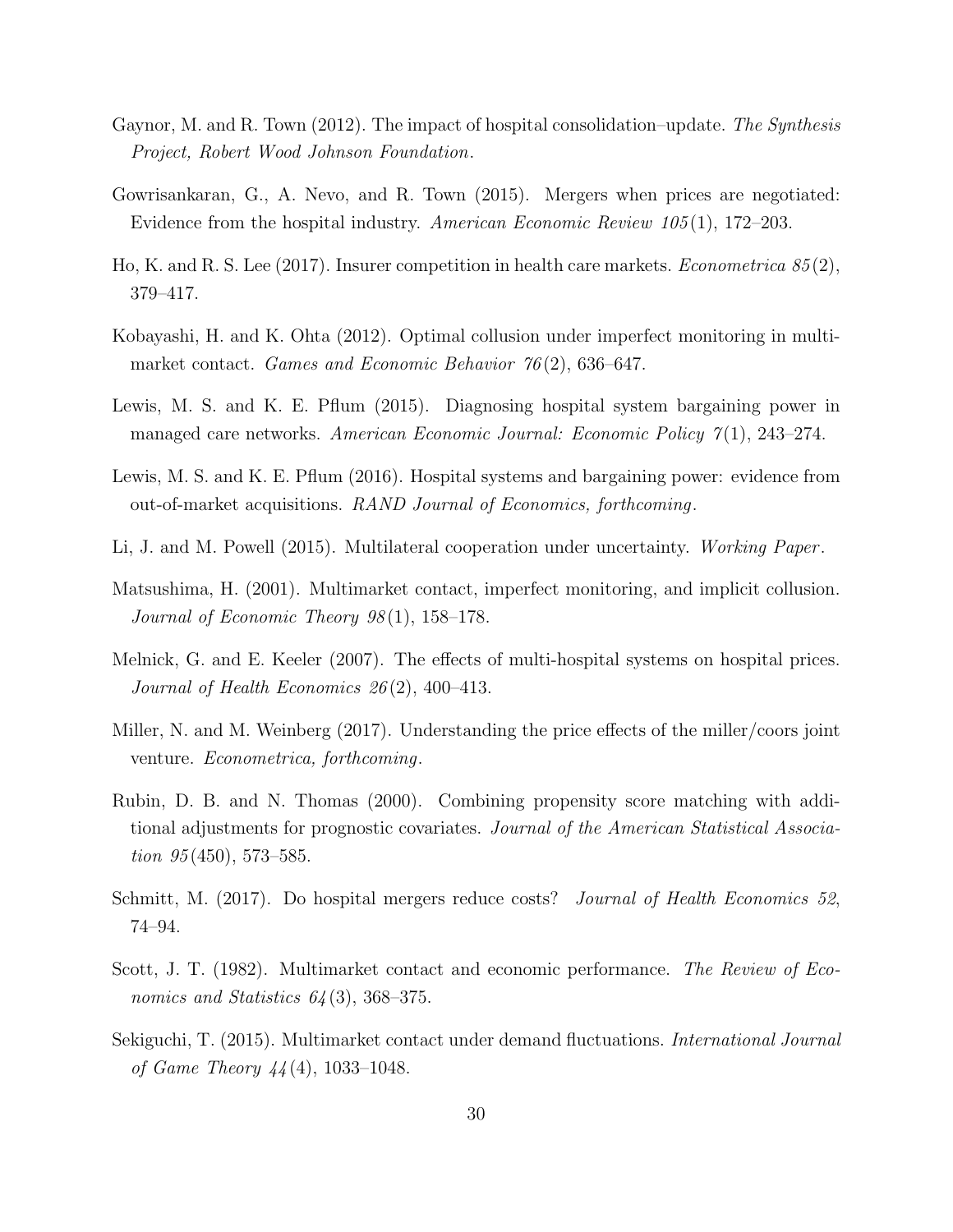Gaynor, M. and R. Town (2012). The impact of hospital consolidation–update. *The Synthesis Project, Robert Wood Johnson Foundation*.

Gowrisankaran, G., A. Nevo, and R. Town (2015). Mergers when prices are negotiated: Evidence from the hospital industry. *American Economic Review 105*(1), 172–203.

Ho, K. and R. S. Lee (2017). Insurer competition in health care markets. *Econometrica 85*(2), 379–417.

Kobayashi, H. and K. Ohta (2012). Optimal collusion under imperfect monitoring in multimarket contact. *Games and Economic Behavior 76*(2), 636–647.

Lewis, M. S. and K. E. Pflum (2015). Diagnosing hospital system bargaining power in managed care networks. *American Economic Journal: Economic Policy 7*(1), 243–274.

Lewis, M. S. and K. E. Pflum (2016). Hospital systems and bargaining power: evidence from out-of-market acquisitions. *RAND Journal of Economics, forthcoming*.

Li, J. and M. Powell (2015). Multilateral cooperation under uncertainty. *Working Paper*.

Matsushima, H. (2001). Multimarket contact, imperfect monitoring, and implicit collusion. *Journal of Economic Theory 98*(1), 158–178.

Melnick, G. and E. Keeler (2007). The effects of multi-hospital systems on hospital prices. *Journal of Health Economics 26*(2), 400–413.

Miller, N. and M. Weinberg (2017). Understanding the price effects of the miller/coors joint venture. *Econometrica, forthcoming*.

Rubin, D. B. and N. Thomas (2000). Combining propensity score matching with additional adjustments for prognostic covariates. *Journal of the American Statistical Association 95*(450), 573–585.

Schmitt, M. (2017). Do hospital mergers reduce costs? *Journal of Health Economics 52*, 74–94.

Scott, J. T. (1982). Multimarket contact and economic performance. *The Review of Economics and Statistics 64*(3), 368–375.

Sekiguchi, T. (2015). Multimarket contact under demand fluctuations. *International Journal of Game Theory 44*(4), 1033–1048.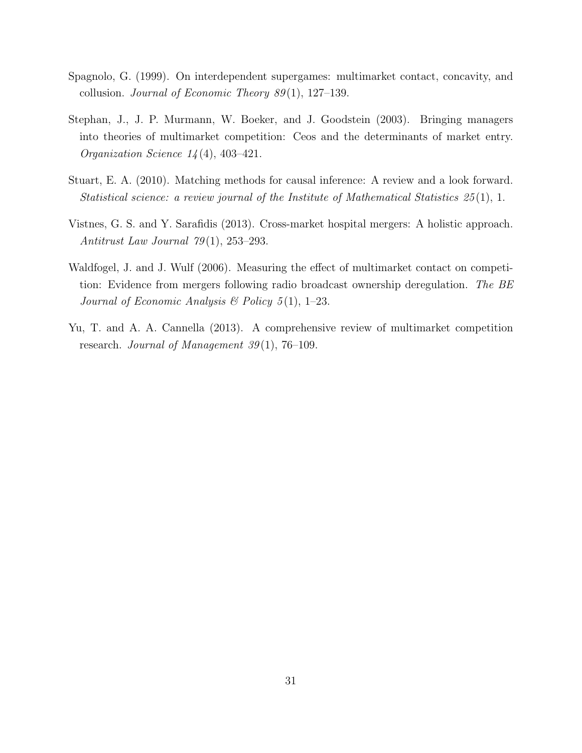Spagnolo, G. (1999). On interdependent supergames: multimarket contact, concavity, and collusion. *Journal of Economic Theory 89*(1), 127–139.

Stephan, J., J. P. Murmann, W. Boeker, and J. Goodstein (2003). Bringing managers into theories of multimarket competition: Ceos and the determinants of market entry. *Organization Science 14*(4), 403–421.

Stuart, E. A. (2010). Matching methods for causal inference: A review and a look forward. *Statistical science: a review journal of the Institute of Mathematical Statistics 25*(1), 1.

Vistnes, G. S. and Y. Sarafidis (2013). Cross-market hospital mergers: A holistic approach. *Antitrust Law Journal 79*(1), 253–293.

Waldfogel, J. and J. Wulf (2006). Measuring the effect of multimarket contact on competition: Evidence from mergers following radio broadcast ownership deregulation. *The BE Journal of Economic Analysis & Policy 5*(1), 1–23.

Yu, T. and A. A. Cannella (2013). A comprehensive review of multimarket competition research. *Journal of Management 39*(1), 76–109.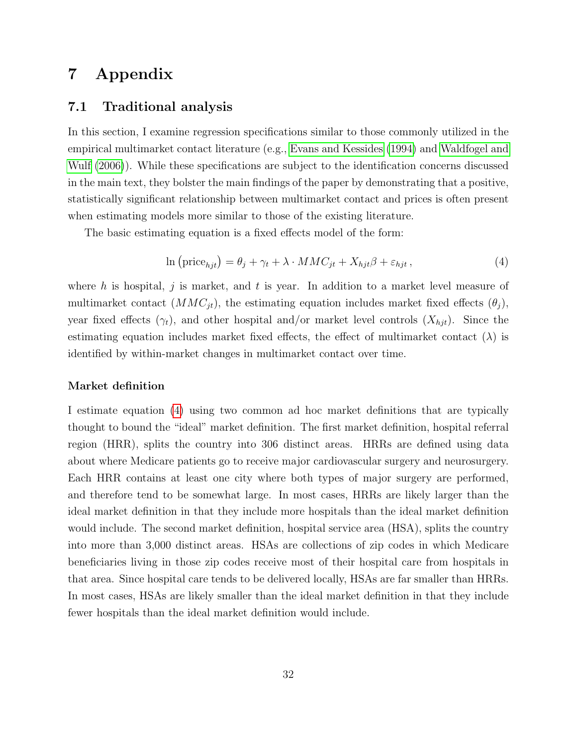# 7 Appendix

## 7.1 Traditional analysis

In this section, I examine regression specifications similar to those commonly utilized in the empirical multimarket contact literature (e.g., Evans and Kessides (1994) and Waldfogel and Wulf (2006)). While these specifications are subject to the identification concerns discussed in the main text, they bolster the main findings of the paper by demonstrating that a positive, statistically significant relationship between multimarket contact and prices is often present when estimating models more similar to those of the existing literature.

The basic estimating equation is a fixed effects model of the form:

$$\ln\left(\text{price}_{hjt}\right) = \theta_j + \gamma_t + \lambda \cdot MMC_{jt} + X_{hjt}\beta + \varepsilon_{hjt}\,, \tag{4}$$

where $h$ is hospital, $j$ is market, and $t$ is year. In addition to a market level measure of multimarket contact ($MMC_{jt}$), the estimating equation includes market fixed effects ($\theta_j$), year fixed effects ($\gamma_t$), and other hospital and/or market level controls ($X_{hjt}$). Since the estimating equation includes market fixed effects, the effect of multimarket contact ($\lambda$) is identified by within-market changes in multimarket contact over time.

### Market definition

I estimate equation (4) using two common ad hoc market definitions that are typically thought to bound the "ideal" market definition. The first market definition, hospital referral region (HRR), splits the country into 306 distinct areas. HRRs are defined using data about where Medicare patients go to receive major cardiovascular surgery and neurosurgery. Each HRR contains at least one city where both types of major surgery are performed, and therefore tend to be somewhat large. In most cases, HRRs are likely larger than the ideal market definition in that they include more hospitals than the ideal market definition would include. The second market definition, hospital service area (HSA), splits the country into more than 3,000 distinct areas. HSAs are collections of zip codes in which Medicare beneficiaries living in those zip codes receive most of their hospital care from hospitals in that area. Since hospital care tends to be delivered locally, HSAs are far smaller than HRRs. In most cases, HSAs are likely smaller than the ideal market definition in that they include fewer hospitals than the ideal market definition would include.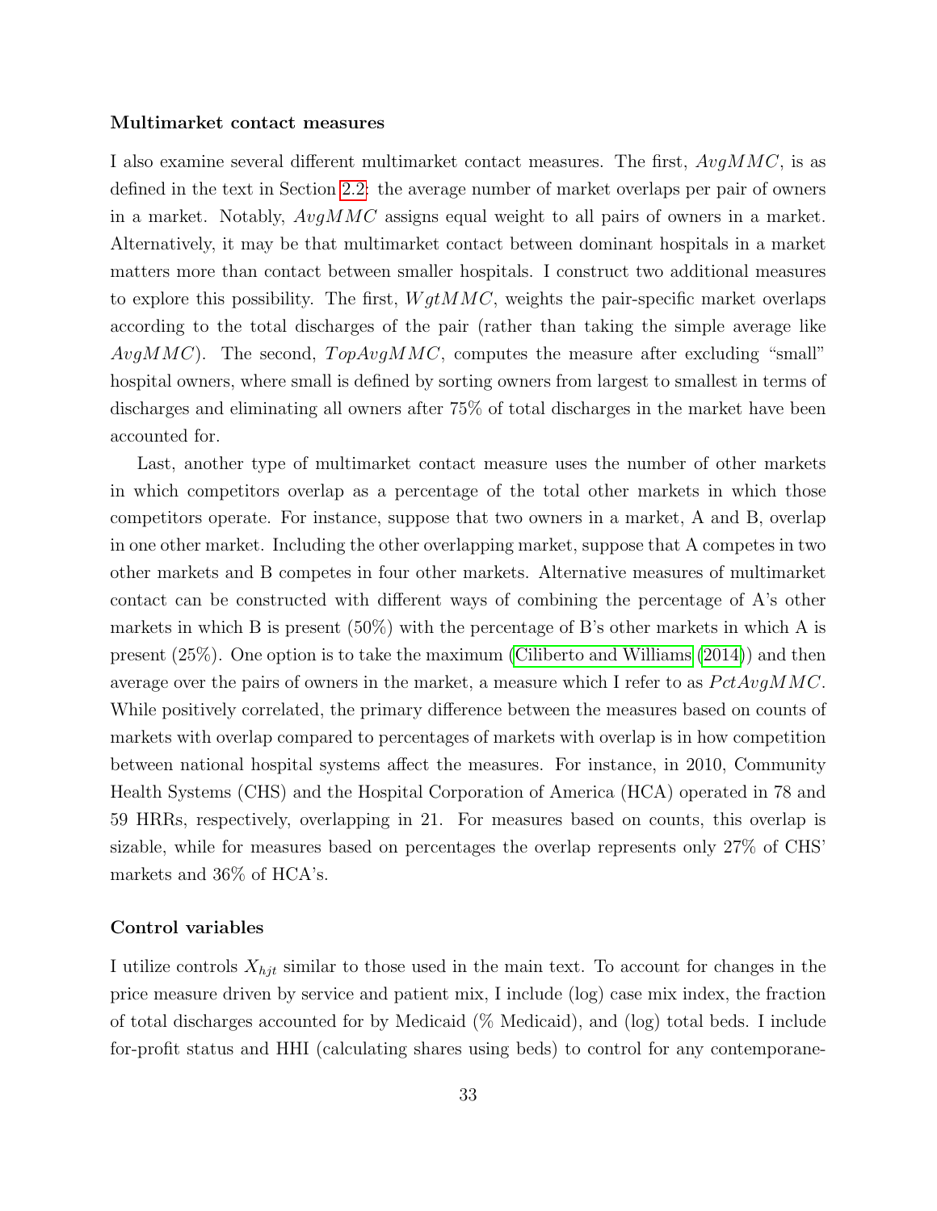**Multimarket contact measures**

I also examine several different multimarket contact measures. The first, $AvgMMC$, is as defined in the text in Section 2.2: the average number of market overlaps per pair of owners in a market. Notably, $AvgMMC$ assigns equal weight to all pairs of owners in a market. Alternatively, it may be that multimarket contact between dominant hospitals in a market matters more than contact between smaller hospitals. I construct two additional measures to explore this possibility. The first, $WgtMMC$, weights the pair-specific market overlaps according to the total discharges of the pair (rather than taking the simple average like $AvgMMC$). The second, $TopAvgMMC$, computes the measure after excluding "small" hospital owners, where small is defined by sorting owners from largest to smallest in terms of discharges and eliminating all owners after 75% of total discharges in the market have been accounted for.

Last, another type of multimarket contact measure uses the number of other markets in which competitors overlap as a percentage of the total other markets in which those competitors operate. For instance, suppose that two owners in a market, A and B, overlap in one other market. Including the other overlapping market, suppose that A competes in two other markets and B competes in four other markets. Alternative measures of multimarket contact can be constructed with different ways of combining the percentage of A's other markets in which B is present (50%) with the percentage of B's other markets in which A is present (25%). One option is to take the maximum (Ciliberto and Williams (2014)) and then average over the pairs of owners in the market, a measure which I refer to as $PctAvgMMC$. While positively correlated, the primary difference between the measures based on counts of markets with overlap compared to percentages of markets with overlap is in how competition between national hospital systems affect the measures. For instance, in 2010, Community Health Systems (CHS) and the Hospital Corporation of America (HCA) operated in 78 and 59 HRRs, respectively, overlapping in 21. For measures based on counts, this overlap is sizable, while for measures based on percentages the overlap represents only 27% of CHS' markets and 36% of HCA's.

**Control variables**

I utilize controls $X_{hjt}$ similar to those used in the main text. To account for changes in the price measure driven by service and patient mix, I include (log) case mix index, the fraction of total discharges accounted for by Medicaid (% Medicaid), and (log) total beds. I include for-profit status and HHI (calculating shares using beds) to control for any contemporane-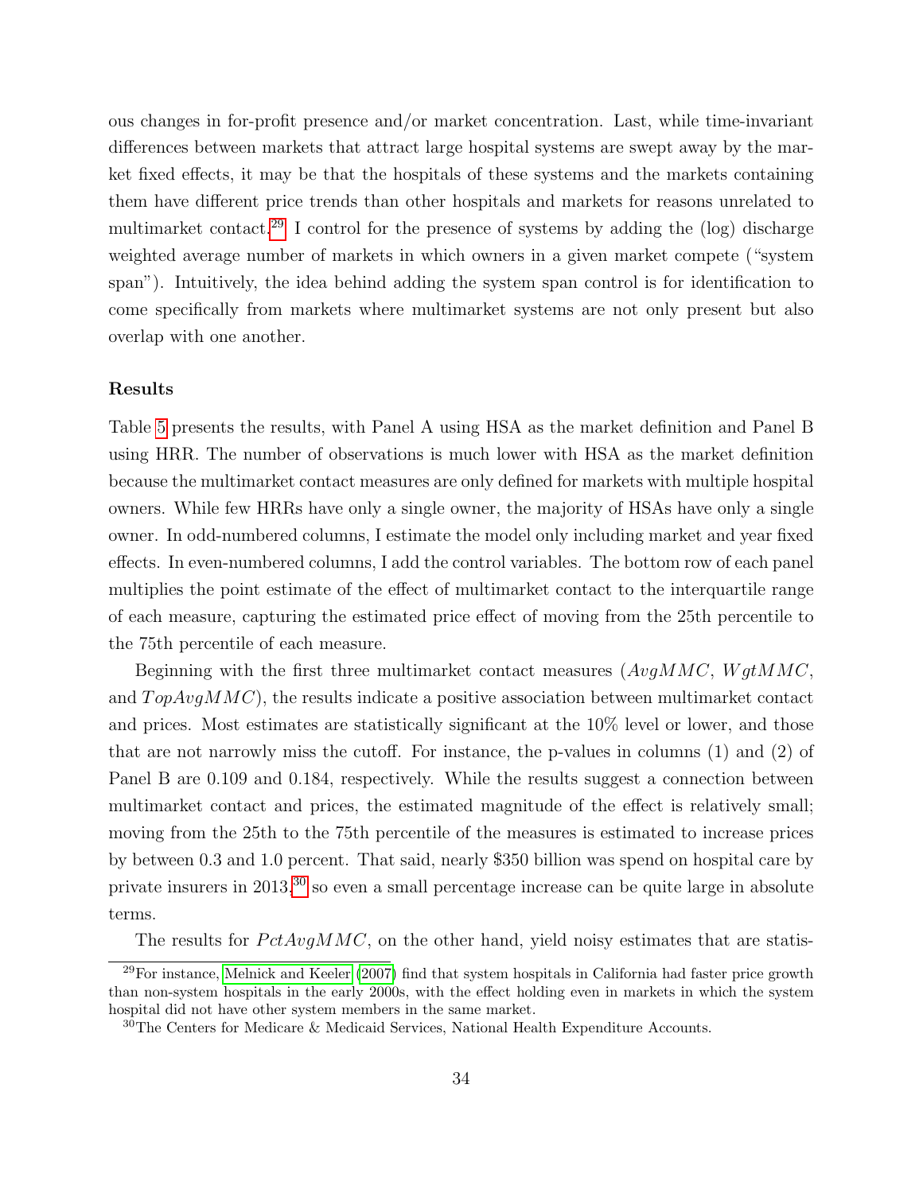ous changes in for-profit presence and/or market concentration. Last, while time-invariant differences between markets that attract large hospital systems are swept away by the market fixed effects, it may be that the hospitals of these systems and the markets containing them have different price trends than other hospitals and markets for reasons unrelated to multimarket contact.[29] I control for the presence of systems by adding the (log) discharge weighted average number of markets in which owners in a given market compete ("system span"). Intuitively, the idea behind adding the system span control is for identification to come specifically from markets where multimarket systems are not only present but also overlap with one another.

### Results

Table 5 presents the results, with Panel A using HSA as the market definition and Panel B using HRR. The number of observations is much lower with HSA as the market definition because the multimarket contact measures are only defined for markets with multiple hospital owners. While few HRRs have only a single owner, the majority of HSAs have only a single owner. In odd-numbered columns, I estimate the model only including market and year fixed effects. In even-numbered columns, I add the control variables. The bottom row of each panel multiplies the point estimate of the effect of multimarket contact to the interquartile range of each measure, capturing the estimated price effect of moving from the 25th percentile to the 75th percentile of each measure.

Beginning with the first three multimarket contact measures ($AvgMMC$, $WgtMMC$, and $TopAvgMMC$), the results indicate a positive association between multimarket contact and prices. Most estimates are statistically significant at the 10% level or lower, and those that are not narrowly miss the cutoff. For instance, the p-values in columns (1) and (2) of Panel B are 0.109 and 0.184, respectively. While the results suggest a connection between multimarket contact and prices, the estimated magnitude of the effect is relatively small; moving from the 25th to the 75th percentile of the measures is estimated to increase prices by between 0.3 and 1.0 percent. That said, nearly $350 billion was spend on hospital care by private insurers in 2013,[30] so even a small percentage increase can be quite large in absolute terms.

The results for $PctAvgMMC$, on the other hand, yield noisy estimates that are statis-

[29] For instance, Melnick and Keeler (2007) find that system hospitals in California had faster price growth than non-system hospitals in the early 2000s, with the effect holding even in markets in which the system hospital did not have other system members in the same market.

[30] The Centers for Medicare & Medicaid Services, National Health Expenditure Accounts.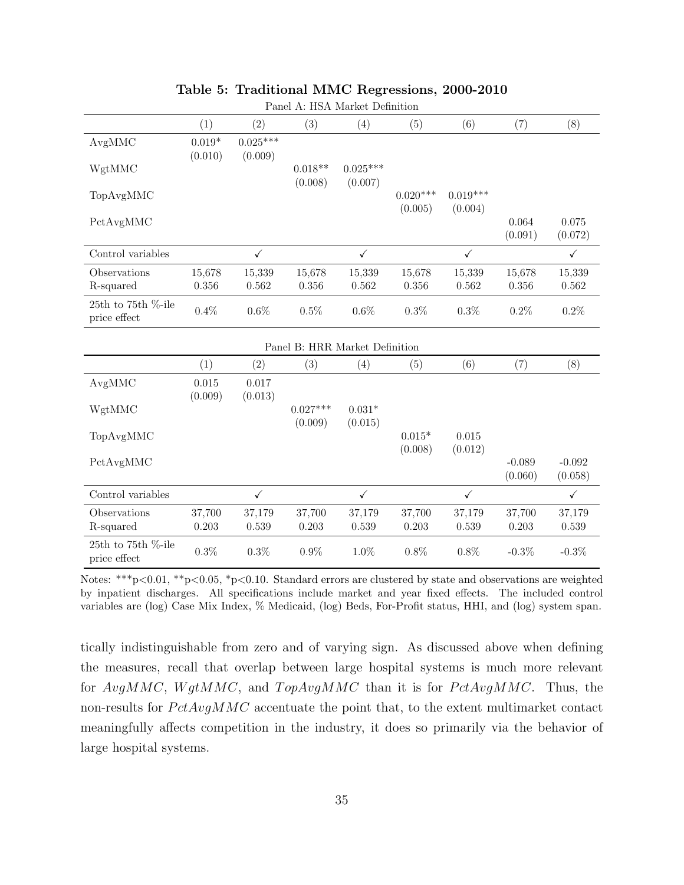**Table 5: Traditional MMC Regressions, 2000-2010**

Panel A: HSA Market Definition

| | (1) | (2) | (3) | (4) | (5) | (6) | (7) | (8) |
|---|---|---|---|---|---|---|---|---|
| AvgMMC | 0.019* | 0.025*** | | | | | | |
| | (0.010) | (0.009) | | | | | | |
| WgtMMC | | | 0.018** | 0.025*** | | | | |
| | | | (0.008) | (0.007) | | | | |
| TopAvgMMC | | | | | 0.020*** | 0.019*** | | |
| | | | | | (0.005) | (0.004) | | |
| PctAvgMMC | | | | | | | 0.064 | 0.075 |
| | | | | | | | (0.091) | (0.072) |
| Control variables | | ✓ | | ✓ | | ✓ | | ✓ |
| Observations | 15,678 | 15,339 | 15,678 | 15,339 | 15,678 | 15,339 | 15,678 | 15,339 |
| R-squared | 0.356 | 0.562 | 0.356 | 0.562 | 0.356 | 0.562 | 0.356 | 0.562 |
| 25th to 75th %-ile price effect | 0.4% | 0.6% | 0.5% | 0.6% | 0.3% | 0.3% | 0.2% | 0.2% |

Panel B: HRR Market Definition

| | (1) | (2) | (3) | (4) | (5) | (6) | (7) | (8) |
|---|---|---|---|---|---|---|---|---|
| AvgMMC | 0.015 | 0.017 | | | | | | |
| | (0.009) | (0.013) | | | | | | |
| WgtMMC | | | 0.027*** | 0.031* | | | | |
| | | | (0.009) | (0.015) | | | | |
| TopAvgMMC | | | | | 0.015* | 0.015 | | |
| | | | | | (0.008) | (0.012) | | |
| PctAvgMMC | | | | | | | -0.089 | -0.092 |
| | | | | | | | (0.060) | (0.058) |
| Control variables | | ✓ | | ✓ | | ✓ | | ✓ |
| Observations | 37,700 | 37,179 | 37,700 | 37,179 | 37,700 | 37,179 | 37,700 | 37,179 |
| R-squared | 0.203 | 0.539 | 0.203 | 0.539 | 0.203 | 0.539 | 0.203 | 0.539 |
| 25th to 75th %-ile price effect | 0.3% | 0.3% | 0.9% | 1.0% | 0.8% | 0.8% | -0.3% | -0.3% |

Notes: ***p<0.01, **p<0.05, *p<0.10. Standard errors are clustered by state and observations are weighted by inpatient discharges. All specifications include market and year fixed effects. The included control variables are (log) Case Mix Index, % Medicaid, (log) Beds, For-Profit status, HHI, and (log) system span.

tically indistinguishable from zero and of varying sign. As discussed above when defining the measures, recall that overlap between large hospital systems is much more relevant for $AvgMMC$, $WgtMMC$, and $TopAvgMMC$ than it is for $PctAvgMMC$. Thus, the non-results for $PctAvgMMC$ accentuate the point that, to the extent multimarket contact meaningfully affects competition in the industry, it does so primarily via the behavior of large hospital systems.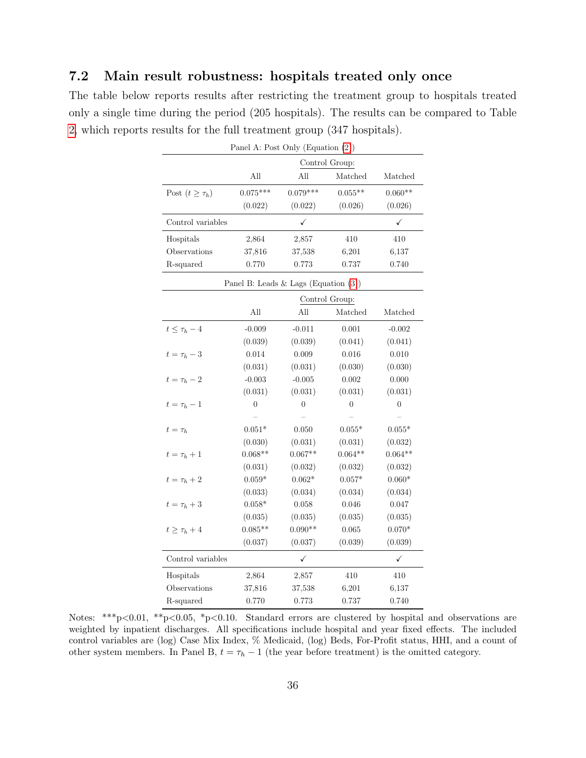## 7.2 Main result robustness: hospitals treated only once

The table below reports results after restricting the treatment group to hospitals treated only a single time during the period (205 hospitals). The results can be compared to Table 2, which reports results for the full treatment group (347 hospitals).

Panel A: Post Only (Equation (2))

| | Control Group: | | | |
|---|---|---|---|---|
| | All | All | Matched | Matched |
| Post ($t \geq \tau_h$) | 0.075*** | 0.079*** | 0.055** | 0.060** |
| | (0.022) | (0.022) | (0.026) | (0.026) |
| Control variables | | ✓ | | ✓ |
| Hospitals | 2,864 | 2,857 | 410 | 410 |
| Observations | 37,816 | 37,538 | 6,201 | 6,137 |
| R-squared | 0.770 | 0.773 | 0.737 | 0.740 |

Panel B: Leads & Lags (Equation (3))

| | Control Group: | | | |
|---|---|---|---|---|
| | All | All | Matched | Matched |
| $t \leq \tau_h - 4$ | -0.009 | -0.011 | 0.001 | -0.002 |
| | (0.039) | (0.039) | (0.041) | (0.041) |
| $t = \tau_h - 3$ | 0.014 | 0.009 | 0.016 | 0.010 |
| | (0.031) | (0.031) | (0.030) | (0.030) |
| $t = \tau_h - 2$ | -0.003 | -0.005 | 0.002 | 0.000 |
| | (0.031) | (0.031) | (0.031) | (0.031) |
| $t = \tau_h - 1$ | 0 | 0 | 0 | 0 |
| | – | – | – | – |
| $t = \tau_h$ | 0.051* | 0.050 | 0.055* | 0.055* |
| | (0.030) | (0.031) | (0.031) | (0.032) |
| $t = \tau_h + 1$ | 0.068** | 0.067** | 0.064** | 0.064** |
| | (0.031) | (0.032) | (0.032) | (0.032) |
| $t = \tau_h + 2$ | 0.059* | 0.062* | 0.057* | 0.060* |
| | (0.033) | (0.034) | (0.034) | (0.034) |
| $t = \tau_h + 3$ | 0.058* | 0.058 | 0.046 | 0.047 |
| | (0.035) | (0.035) | (0.035) | (0.035) |
| $t \geq \tau_h + 4$ | 0.085** | 0.090** | 0.065 | 0.070* |
| | (0.037) | (0.037) | (0.039) | (0.039) |
| Control variables | | ✓ | | ✓ |
| Hospitals | 2,864 | 2,857 | 410 | 410 |
| Observations | 37,816 | 37,538 | 6,201 | 6,137 |
| R-squared | 0.770 | 0.773 | 0.737 | 0.740 |

Notes: ***p<0.01, **p<0.05, *p<0.10. Standard errors are clustered by hospital and observations are weighted by inpatient discharges. All specifications include hospital and year fixed effects. The included control variables are (log) Case Mix Index, % Medicaid, (log) Beds, For-Profit status, HHI, and a count of other system members. In Panel B, $t = \tau_h - 1$ (the year before treatment) is the omitted category.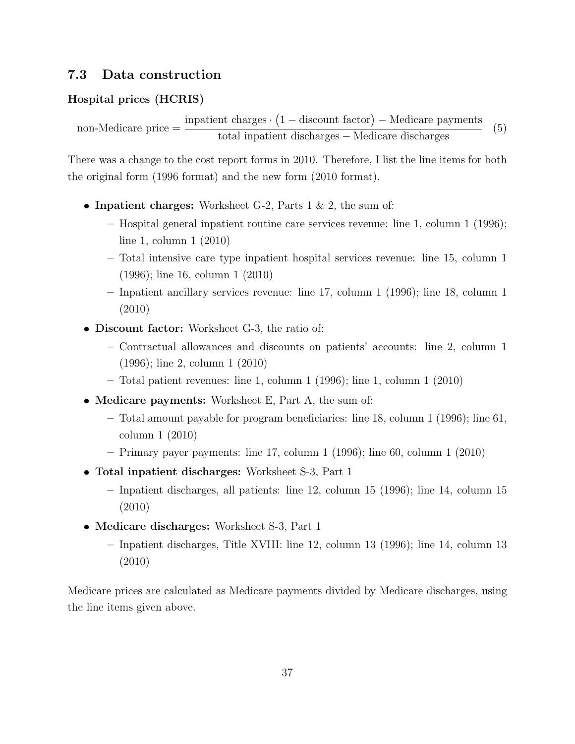## 7.3 Data construction

**Hospital prices (HCRIS)**

$$\text{non-Medicare price} = \frac{\text{inpatient charges} \cdot \big(1 - \text{discount factor}\big) - \text{Medicare payments}}{\text{total inpatient discharges} - \text{Medicare discharges}} \quad (5)$$

There was a change to the cost report forms in 2010. Therefore, I list the line items for both the original form (1996 format) and the new form (2010 format).

- **Inpatient charges:** Worksheet G-2, Parts 1 & 2, the sum of:
  - Hospital general inpatient routine care services revenue: line 1, column 1 (1996); line 1, column 1 (2010)
  - Total intensive care type inpatient hospital services revenue: line 15, column 1 (1996); line 16, column 1 (2010)
  - Inpatient ancillary services revenue: line 17, column 1 (1996); line 18, column 1 (2010)
- **Discount factor:** Worksheet G-3, the ratio of:
  - Contractual allowances and discounts on patients' accounts: line 2, column 1 (1996); line 2, column 1 (2010)
  - Total patient revenues: line 1, column 1 (1996); line 1, column 1 (2010)
- **Medicare payments:** Worksheet E, Part A, the sum of:
  - Total amount payable for program beneficiaries: line 18, column 1 (1996); line 61, column 1 (2010)
  - Primary payer payments: line 17, column 1 (1996); line 60, column 1 (2010)
- **Total inpatient discharges:** Worksheet S-3, Part 1
  - Inpatient discharges, all patients: line 12, column 15 (1996); line 14, column 15 (2010)
- **Medicare discharges:** Worksheet S-3, Part 1
  - Inpatient discharges, Title XVIII: line 12, column 13 (1996); line 14, column 13 (2010)

Medicare prices are calculated as Medicare payments divided by Medicare discharges, using the line items given above.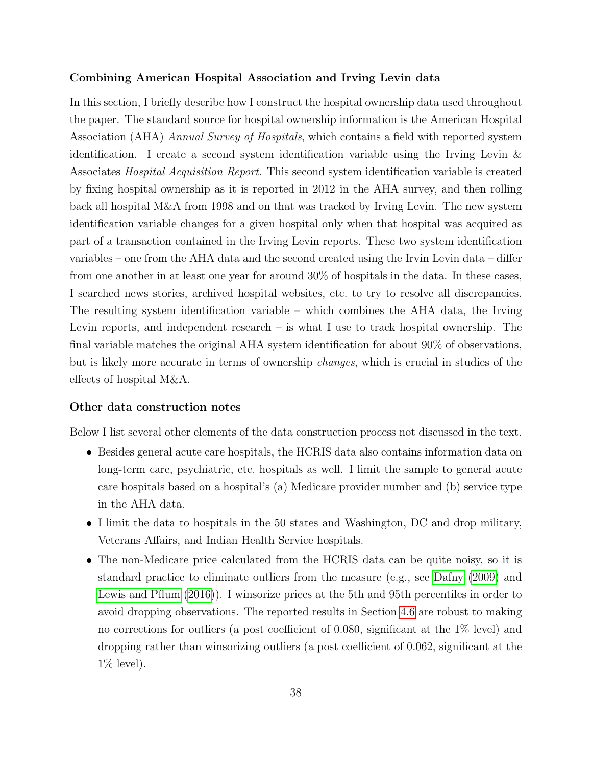### Combining American Hospital Association and Irving Levin data

In this section, I briefly describe how I construct the hospital ownership data used throughout the paper. The standard source for hospital ownership information is the American Hospital Association (AHA) *Annual Survey of Hospitals*, which contains a field with reported system identification. I create a second system identification variable using the Irving Levin & Associates *Hospital Acquisition Report*. This second system identification variable is created by fixing hospital ownership as it is reported in 2012 in the AHA survey, and then rolling back all hospital M&A from 1998 and on that was tracked by Irving Levin. The new system identification variable changes for a given hospital only when that hospital was acquired as part of a transaction contained in the Irving Levin reports. These two system identification variables – one from the AHA data and the second created using the Irvin Levin data – differ from one another in at least one year for around 30% of hospitals in the data. In these cases, I searched news stories, archived hospital websites, etc. to try to resolve all discrepancies. The resulting system identification variable – which combines the AHA data, the Irving Levin reports, and independent research – is what I use to track hospital ownership. The final variable matches the original AHA system identification for about 90% of observations, but is likely more accurate in terms of ownership *changes*, which is crucial in studies of the effects of hospital M&A.

### Other data construction notes

Below I list several other elements of the data construction process not discussed in the text.

- Besides general acute care hospitals, the HCRIS data also contains information data on long-term care, psychiatric, etc. hospitals as well. I limit the sample to general acute care hospitals based on a hospital's (a) Medicare provider number and (b) service type in the AHA data.
- I limit the data to hospitals in the 50 states and Washington, DC and drop military, Veterans Affairs, and Indian Health Service hospitals.
- The non-Medicare price calculated from the HCRIS data can be quite noisy, so it is standard practice to eliminate outliers from the measure (e.g., see Dafny (2009) and Lewis and Pflum (2016)). I winsorize prices at the 5th and 95th percentiles in order to avoid dropping observations. The reported results in Section 4.6 are robust to making no corrections for outliers (a post coefficient of 0.080, significant at the 1% level) and dropping rather than winsorizing outliers (a post coefficient of 0.062, significant at the 1% level).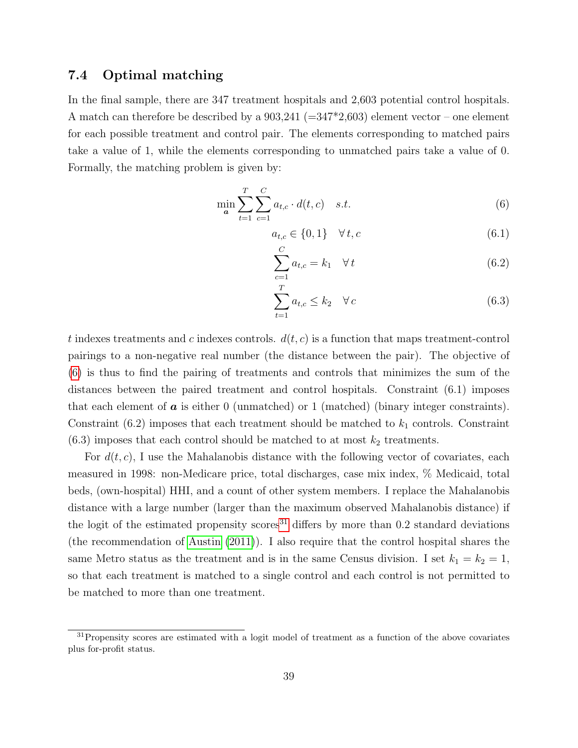### 7.4 Optimal matching

In the final sample, there are 347 treatment hospitals and 2,603 potential control hospitals. A match can therefore be described by a 903,241 (=347*2,603) element vector – one element for each possible treatment and control pair. The elements corresponding to matched pairs take a value of 1, while the elements corresponding to unmatched pairs take a value of 0. Formally, the matching problem is given by:

$$\min_{\boldsymbol{a}} \sum_{t=1}^{T} \sum_{c=1}^{C} a_{t,c} \cdot d(t,c) \quad s.t. \tag{6}$$

$$a_{t,c} \in \{0,1\} \quad \forall\, t, c \tag{6.1}$$

$$\sum_{c=1}^{C} a_{t,c} = k_1 \quad \forall\, t \tag{6.2}$$

$$\sum_{t=1}^{T} a_{t,c} \leq k_2 \quad \forall\, c \tag{6.3}$$

$t$ indexes treatments and $c$ indexes controls. $d(t,c)$ is a function that maps treatment-control pairings to a non-negative real number (the distance between the pair). The objective of (6) is thus to find the pairing of treatments and controls that minimizes the sum of the distances between the paired treatment and control hospitals. Constraint (6.1) imposes that each element of $\boldsymbol{a}$ is either 0 (unmatched) or 1 (matched) (binary integer constraints). Constraint (6.2) imposes that each treatment should be matched to $k_1$ controls. Constraint (6.3) imposes that each control should be matched to at most $k_2$ treatments.

For $d(t,c)$, I use the Mahalanobis distance with the following vector of covariates, each measured in 1998: non-Medicare price, total discharges, case mix index, % Medicaid, total beds, (own-hospital) HHI, and a count of other system members. I replace the Mahalanobis distance with a large number (larger than the maximum observed Mahalanobis distance) if the logit of the estimated propensity scores[31] differs by more than 0.2 standard deviations (the recommendation of Austin (2011)). I also require that the control hospital shares the same Metro status as the treatment and is in the same Census division. I set $k_1 = k_2 = 1$, so that each treatment is matched to a single control and each control is not permitted to be matched to more than one treatment.

[31] Propensity scores are estimated with a logit model of treatment as a function of the above covariates plus for-profit status.